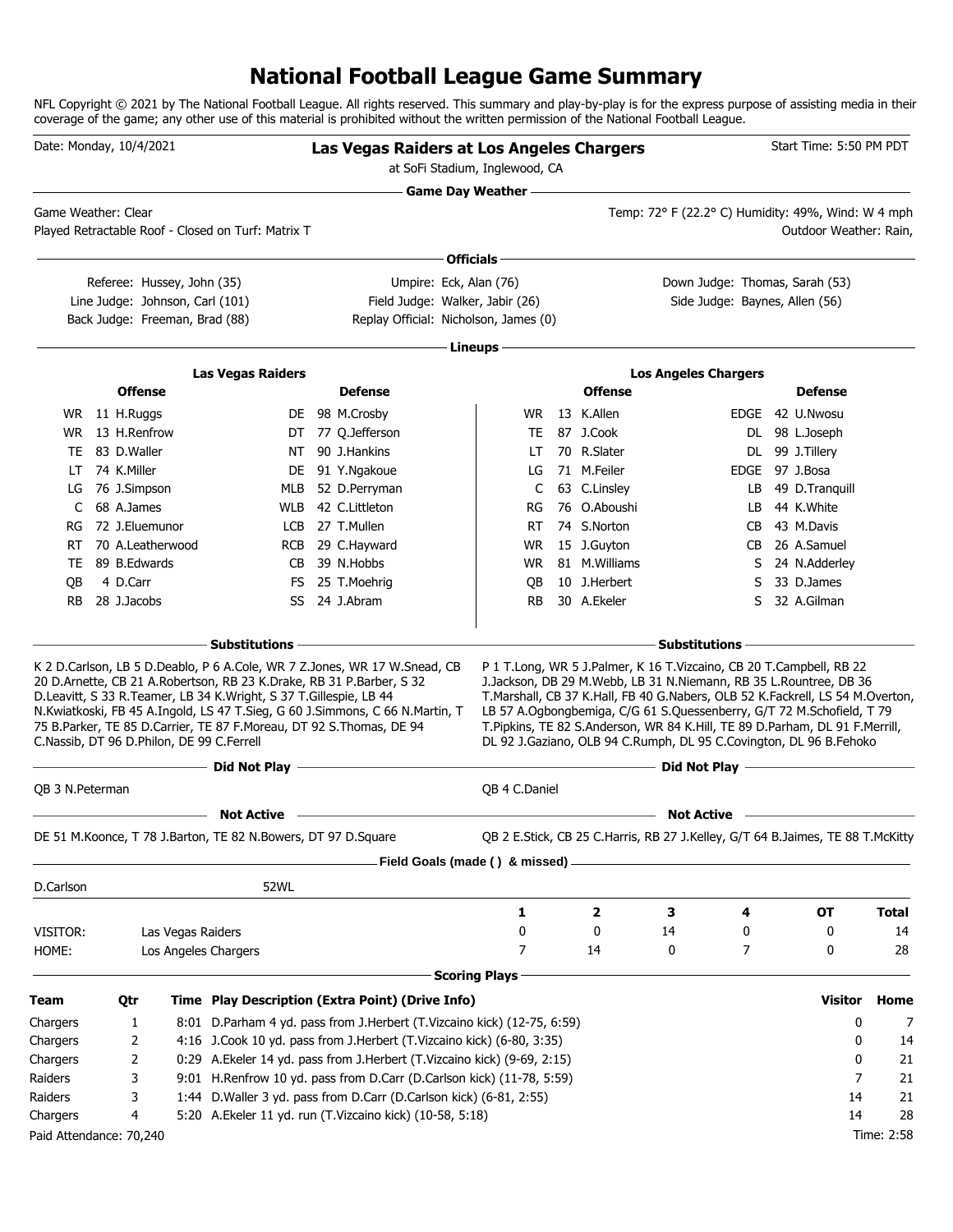# National Football League Game Summary

NFL Copyright © 2021 by The National Football League. All rights reserved. This summary and play-by-play is for the express purpose of assisting media in their coverage of the game; any other use of this material is prohibited without the written permission of the National Football League.

Date: Monday, 10/4/2021

**Las Vegas Raiders at Los Angeles Chargers**

at SoFi Stadium, Inglewood, CA

Start Time: 5:50 PM PDT

## Game Day Weather

Game Weather: Clear

Temp: 72° F (22.2° C) Humidity: 49%, Wind: W 4 mph

Played Retractable Roof - Closed on Turf: Matrix T

Outdoor Weather: Rain,

## Officials

Referee: Hussey, John (35)
Umpire: Eck, Alan (76)
Down Judge: Thomas, Sarah (53)
Line Judge: Johnson, Carl (101)
Field Judge: Walker, Jabir (26)
Side Judge: Baynes, Allen (56)
Back Judge: Freeman, Brad (88)
Replay Official: Nicholson, James (0)

## Lineups

### Las Vegas Raiders

| Offense | | | Defense | | |
|---|---|---|---|---|---|
| WR | 11 | H.Ruggs | DE | 98 | M.Crosby |
| WR | 13 | H.Renfrow | DT | 77 | Q.Jefferson |
| TE | 83 | D.Waller | NT | 90 | J.Hankins |
| LT | 74 | K.Miller | DE | 91 | Y.Ngakoue |
| LG | 76 | J.Simpson | MLB | 52 | D.Perryman |
| C | 68 | A.James | WLB | 42 | C.Littleton |
| RG | 72 | J.Eluemunor | LCB | 27 | T.Mullen |
| RT | 70 | A.Leatherwood | RCB | 29 | C.Hayward |
| TE | 89 | B.Edwards | CB | 39 | N.Hobbs |
| QB | 4 | D.Carr | FS | 25 | T.Moehrig |
| RB | 28 | J.Jacobs | SS | 24 | J.Abram |

### Los Angeles Chargers

| Offense | | | Defense | | |
|---|---|---|---|---|---|
| WR | 13 | K.Allen | EDGE | 42 | U.Nwosu |
| TE | 87 | J.Cook | DL | 98 | L.Joseph |
| LT | 70 | R.Slater | DL | 99 | J.Tillery |
| LG | 71 | M.Feiler | EDGE | 97 | J.Bosa |
| C | 63 | C.Linsley | LB | 49 | D.Tranquill |
| RG | 76 | O.Aboushi | LB | 44 | K.White |
| RT | 74 | S.Norton | CB | 43 | M.Davis |
| WR | 15 | J.Guyton | CB | 26 | A.Samuel |
| WR | 81 | M.Williams | S | 24 | N.Adderley |
| QB | 10 | J.Herbert | S | 33 | D.James |
| RB | 30 | A.Ekeler | S | 32 | A.Gilman |

## Substitutions

**Las Vegas Raiders:** K 2 D.Carlson, LB 5 D.Deablo, P 6 A.Cole, WR 7 Z.Jones, WR 17 W.Snead, CB 20 D.Arnette, CB 21 A.Robertson, RB 23 K.Drake, RB 31 P.Barber, S 32 D.Leavitt, S 33 R.Teamer, LB 34 K.Wright, S 37 T.Gillespie, LB 44 N.Kwiatkoski, FB 45 A.Ingold, LS 47 T.Sieg, G 60 J.Simmons, C 66 N.Martin, T 75 B.Parker, TE 85 D.Carrier, TE 87 F.Moreau, DT 92 S.Thomas, DE 94 C.Nassib, DT 96 D.Philon, DE 99 C.Ferrell

**Los Angeles Chargers:** P 1 T.Long, WR 5 J.Palmer, K 16 T.Vizcaino, CB 20 T.Campbell, RB 22 J.Jackson, DB 29 M.Webb, LB 31 N.Niemann, RB 35 L.Rountree, DB 36 T.Marshall, CB 37 K.Hall, FB 40 G.Nabers, OLB 52 K.Fackrell, LS 54 M.Overton, LB 57 A.Ogbongbemiga, C/G 61 S.Quessenberry, G/T 72 M.Schofield, T 79 T.Pipkins, TE 82 S.Anderson, WR 84 K.Hill, TE 89 D.Parham, DL 91 F.Merrill, DL 92 J.Gaziano, OLB 94 C.Rumph, DL 95 C.Covington, DL 96 B.Fehoko

## Did Not Play

**Las Vegas Raiders:** QB 3 N.Peterman

**Los Angeles Chargers:** QB 4 C.Daniel

## Not Active

**Las Vegas Raiders:** DE 51 M.Koonce, T 78 J.Barton, TE 82 N.Bowers, DT 97 D.Square

**Los Angeles Chargers:** QB 2 E.Stick, CB 25 C.Harris, RB 27 J.Kelley, G/T 64 B.Jaimes, TE 88 T.McKitty

## Field Goals (made ( ) & missed)

D.Carlson 52WL

| | | 1 | 2 | 3 | 4 | OT | Total |
|---|---|---|---|---|---|---|---|
| VISITOR: | Las Vegas Raiders | 0 | 0 | 14 | 0 | 0 | 14 |
| HOME: | Los Angeles Chargers | 7 | 14 | 0 | 7 | 0 | 28 |

## Scoring Plays

| Team | Qtr | Time | Play Description (Extra Point) (Drive Info) | Visitor | Home |
|---|---|---|---|---|---|
| Chargers | 1 | 8:01 | D.Parham 4 yd. pass from J.Herbert (T.Vizcaino kick) (12-75, 6:59) | 0 | 7 |
| Chargers | 2 | 4:16 | J.Cook 10 yd. pass from J.Herbert (T.Vizcaino kick) (6-80, 3:35) | 0 | 14 |
| Chargers | 2 | 0:29 | A.Ekeler 14 yd. pass from J.Herbert (T.Vizcaino kick) (9-69, 2:15) | 0 | 21 |
| Raiders | 3 | 9:01 | H.Renfrow 10 yd. pass from D.Carr (D.Carlson kick) (11-78, 5:59) | 7 | 21 |
| Raiders | 3 | 1:44 | D.Waller 3 yd. pass from D.Carr (D.Carlson kick) (6-81, 2:55) | 14 | 21 |
| Chargers | 4 | 5:20 | A.Ekeler 11 yd. run (T.Vizcaino kick) (10-58, 5:18) | 14 | 28 |

Paid Attendance: 70,240

Time: 2:58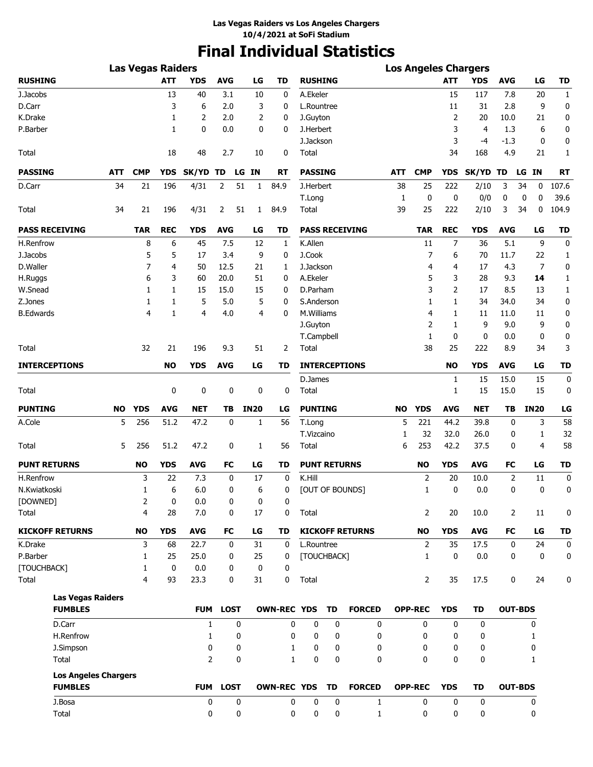**Las Vegas Raiders vs Los Angeles Chargers**
**10/4/2021 at SoFi Stadium**

# Final Individual Statistics

## Las Vegas Raiders

| RUSHING | ATT | YDS | AVG | LG | TD |
|---|---|---|---|---|---|
| J.Jacobs | 13 | 40 | 3.1 | 10 | 0 |
| D.Carr | 3 | 6 | 2.0 | 3 | 0 |
| K.Drake | 1 | 2 | 2.0 | 2 | 0 |
| P.Barber | 1 | 0 | 0.0 | 0 | 0 |
| Total | 18 | 48 | 2.7 | 10 | 0 |

| PASSING | ATT | CMP | YDS | SK/YD | TD | LG | IN | RT |
|---|---|---|---|---|---|---|---|---|
| D.Carr | 34 | 21 | 196 | 4/31 | 2 | 51 | 1 | 84.9 |
| Total | 34 | 21 | 196 | 4/31 | 2 | 51 | 1 | 84.9 |

| PASS RECEIVING | TAR | REC | YDS | AVG | LG | TD |
|---|---|---|---|---|---|---|
| H.Renfrow | 8 | 6 | 45 | 7.5 | 12 | 1 |
| J.Jacobs | 5 | 5 | 17 | 3.4 | 9 | 0 |
| D.Waller | 7 | 4 | 50 | 12.5 | 21 | 1 |
| H.Ruggs | 6 | 3 | 60 | 20.0 | 51 | 0 |
| W.Snead | 1 | 1 | 15 | 15.0 | 15 | 0 |
| Z.Jones | 1 | 1 | 5 | 5.0 | 5 | 0 |
| B.Edwards | 4 | 1 | 4 | 4.0 | 4 | 0 |
| Total | 32 | 21 | 196 | 9.3 | 51 | 2 |

| INTERCEPTIONS | NO | YDS | AVG | LG | TD |
|---|---|---|---|---|---|
| Total | 0 | 0 | 0 | 0 | 0 |

| PUNTING | NO | YDS | AVG | NET | TB | IN20 | LG |
|---|---|---|---|---|---|---|---|
| A.Cole | 5 | 256 | 51.2 | 47.2 | 0 | 1 | 56 |
| Total | 5 | 256 | 51.2 | 47.2 | 0 | 1 | 56 |

| PUNT RETURNS | NO | YDS | AVG | FC | LG | TD |
|---|---|---|---|---|---|---|
| H.Renfrow | 3 | 22 | 7.3 | 0 | 17 | 0 |
| N.Kwiatkoski | 1 | 6 | 6.0 | 0 | 6 | 0 |
| [DOWNED] | 2 | 0 | 0.0 | 0 | 0 | 0 |
| Total | 4 | 28 | 7.0 | 0 | 17 | 0 |

| KICKOFF RETURNS | NO | YDS | AVG | FC | LG | TD |
|---|---|---|---|---|---|---|
| K.Drake | 3 | 68 | 22.7 | 0 | 31 | 0 |
| P.Barber | 1 | 25 | 25.0 | 0 | 25 | 0 |
| [TOUCHBACK] | 1 | 0 | 0.0 | 0 | 0 | 0 |
| Total | 4 | 93 | 23.3 | 0 | 31 | 0 |

## Los Angeles Chargers

| RUSHING | ATT | YDS | AVG | LG | TD |
|---|---|---|---|---|---|
| A.Ekeler | 15 | 117 | 7.8 | 20 | 1 |
| L.Rountree | 11 | 31 | 2.8 | 9 | 0 |
| J.Guyton | 2 | 20 | 10.0 | 21 | 0 |
| J.Herbert | 3 | 4 | 1.3 | 6 | 0 |
| J.Jackson | 3 | -4 | -1.3 | 0 | 0 |
| Total | 34 | 168 | 4.9 | 21 | 1 |

| PASSING | ATT | CMP | YDS | SK/YD | TD | LG | IN | RT |
|---|---|---|---|---|---|---|---|---|
| J.Herbert | 38 | 25 | 222 | 2/10 | 3 | 34 | 0 | 107.6 |
| T.Long | 1 | 0 | 0 | 0/0 | 0 | 0 | 0 | 39.6 |
| Total | 39 | 25 | 222 | 2/10 | 3 | 34 | 0 | 104.9 |

| PASS RECEIVING | TAR | REC | YDS | AVG | LG | TD |
|---|---|---|---|---|---|---|
| K.Allen | 11 | 7 | 36 | 5.1 | 9 | 0 |
| J.Cook | 7 | 6 | 70 | 11.7 | 22 | 1 |
| J.Jackson | 4 | 4 | 17 | 4.3 | 7 | 0 |
| A.Ekeler | 5 | 3 | 28 | 9.3 | **14** | 1 |
| D.Parham | 3 | 2 | 17 | 8.5 | 13 | 1 |
| S.Anderson | 1 | 1 | 34 | 34.0 | 34 | 0 |
| M.Williams | 4 | 1 | 11 | 11.0 | 11 | 0 |
| J.Guyton | 2 | 1 | 9 | 9.0 | 9 | 0 |
| T.Campbell | 1 | 0 | 0 | 0.0 | 0 | 0 |
| Total | 38 | 25 | 222 | 8.9 | 34 | 3 |

| INTERCEPTIONS | NO | YDS | AVG | LG | TD |
|---|---|---|---|---|---|
| D.James | 1 | 15 | 15.0 | 15 | 0 |
| Total | 1 | 15 | 15.0 | 15 | 0 |

| PUNTING | NO | YDS | AVG | NET | TB | IN20 | LG |
|---|---|---|---|---|---|---|---|
| T.Long | 5 | 221 | 44.2 | 39.8 | 0 | 3 | 58 |
| T.Vizcaino | 1 | 32 | 32.0 | 26.0 | 0 | 1 | 32 |
| Total | 6 | 253 | 42.2 | 37.5 | 0 | 4 | 58 |

| PUNT RETURNS | NO | YDS | AVG | FC | LG | TD |
|---|---|---|---|---|---|---|
| K.Hill | 2 | 20 | 10.0 | 2 | 11 | 0 |
| [OUT OF BOUNDS] | 1 | 0 | 0.0 | 0 | 0 | 0 |
| Total | 2 | 20 | 10.0 | 2 | 11 | 0 |

| KICKOFF RETURNS | NO | YDS | AVG | FC | LG | TD |
|---|---|---|---|---|---|---|
| L.Rountree | 2 | 35 | 17.5 | 0 | 24 | 0 |
| [TOUCHBACK] | 1 | 0 | 0.0 | 0 | 0 | 0 |
| Total | 2 | 35 | 17.5 | 0 | 24 | 0 |

## Las Vegas Raiders

| FUMBLES | FUM | LOST | OWN-REC | YDS | TD | FORCED | OPP-REC | YDS | TD | OUT-BDS |
|---|---|---|---|---|---|---|---|---|---|---|
| D.Carr | 1 | 0 | 0 | 0 | 0 | 0 | 0 | 0 | 0 | 0 |
| H.Renfrow | 1 | 0 | 0 | 0 | 0 | 0 | 0 | 0 | 0 | 1 |
| J.Simpson | 0 | 0 | 1 | 0 | 0 | 0 | 0 | 0 | 0 | 0 |
| Total | 2 | 0 | 1 | 0 | 0 | 0 | 0 | 0 | 0 | 1 |

## Los Angeles Chargers

| FUMBLES | FUM | LOST | OWN-REC | YDS | TD | FORCED | OPP-REC | YDS | TD | OUT-BDS |
|---|---|---|---|---|---|---|---|---|---|---|
| J.Bosa | 0 | 0 | 0 | 0 | 0 | 1 | 0 | 0 | 0 | 0 |
| Total | 0 | 0 | 0 | 0 | 0 | 1 | 0 | 0 | 0 | 0 |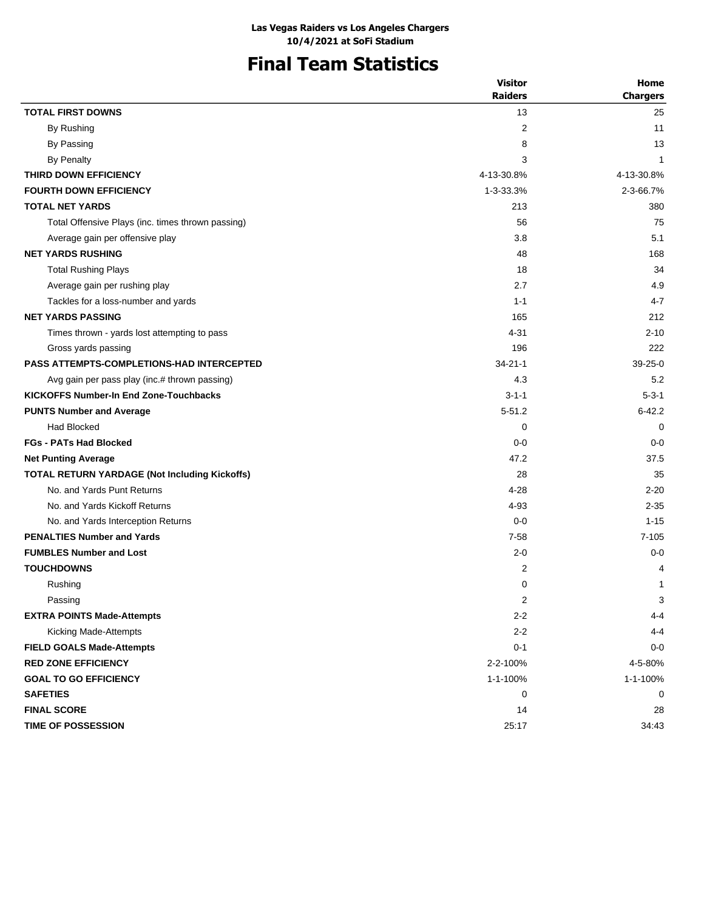**Las Vegas Raiders vs Los Angeles Chargers**
**10/4/2021 at SoFi Stadium**

# Final Team Statistics

| | Visitor Raiders | Home Chargers |
|---|---|---|
| **TOTAL FIRST DOWNS** | 13 | 25 |
| By Rushing | 2 | 11 |
| By Passing | 8 | 13 |
| By Penalty | 3 | 1 |
| **THIRD DOWN EFFICIENCY** | 4-13-30.8% | 4-13-30.8% |
| **FOURTH DOWN EFFICIENCY** | 1-3-33.3% | 2-3-66.7% |
| **TOTAL NET YARDS** | 213 | 380 |
| Total Offensive Plays (inc. times thrown passing) | 56 | 75 |
| Average gain per offensive play | 3.8 | 5.1 |
| **NET YARDS RUSHING** | 48 | 168 |
| Total Rushing Plays | 18 | 34 |
| Average gain per rushing play | 2.7 | 4.9 |
| Tackles for a loss-number and yards | 1-1 | 4-7 |
| **NET YARDS PASSING** | 165 | 212 |
| Times thrown - yards lost attempting to pass | 4-31 | 2-10 |
| Gross yards passing | 196 | 222 |
| **PASS ATTEMPTS-COMPLETIONS-HAD INTERCEPTED** | 34-21-1 | 39-25-0 |
| Avg gain per pass play (inc.# thrown passing) | 4.3 | 5.2 |
| **KICKOFFS Number-In End Zone-Touchbacks** | 3-1-1 | 5-3-1 |
| **PUNTS Number and Average** | 5-51.2 | 6-42.2 |
| Had Blocked | 0 | 0 |
| **FGs - PATs Had Blocked** | 0-0 | 0-0 |
| **Net Punting Average** | 47.2 | 37.5 |
| **TOTAL RETURN YARDAGE (Not Including Kickoffs)** | 28 | 35 |
| No. and Yards Punt Returns | 4-28 | 2-20 |
| No. and Yards Kickoff Returns | 4-93 | 2-35 |
| No. and Yards Interception Returns | 0-0 | 1-15 |
| **PENALTIES Number and Yards** | 7-58 | 7-105 |
| **FUMBLES Number and Lost** | 2-0 | 0-0 |
| **TOUCHDOWNS** | 2 | 4 |
| Rushing | 0 | 1 |
| Passing | 2 | 3 |
| **EXTRA POINTS Made-Attempts** | 2-2 | 4-4 |
| Kicking Made-Attempts | 2-2 | 4-4 |
| **FIELD GOALS Made-Attempts** | 0-1 | 0-0 |
| **RED ZONE EFFICIENCY** | 2-2-100% | 4-5-80% |
| **GOAL TO GO EFFICIENCY** | 1-1-100% | 1-1-100% |
| **SAFETIES** | 0 | 0 |
| **FINAL SCORE** | 14 | 28 |
| **TIME OF POSSESSION** | 25:17 | 34:43 |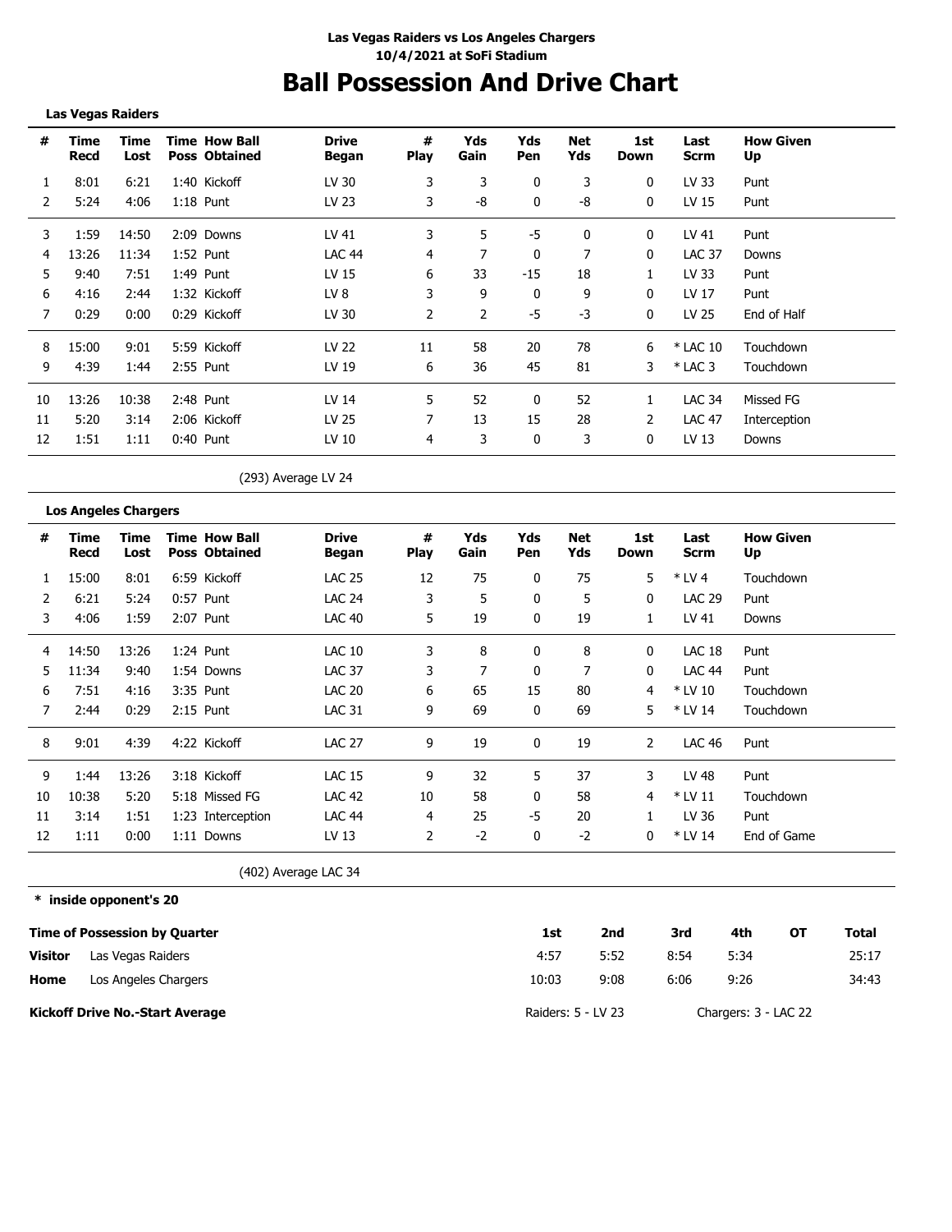**Las Vegas Raiders vs Los Angeles Chargers**
**10/4/2021 at SoFi Stadium**

# Ball Possession And Drive Chart

## Las Vegas Raiders

| # | Time Recd | Time Lost | Time Poss | How Ball Obtained | Drive Began | # Play | Yds Gain | Yds Pen | Net Yds | 1st Down | Last Scrm | How Given Up |
|---|---|---|---|---|---|---|---|---|---|---|---|---|
| 1 | 8:01 | 6:21 | 1:40 | Kickoff | LV 30 | 3 | 3 | 0 | 3 | 0 | LV 33 | Punt |
| 2 | 5:24 | 4:06 | 1:18 | Punt | LV 23 | 3 | -8 | 0 | -8 | 0 | LV 15 | Punt |
| 3 | 1:59 | 14:50 | 2:09 | Downs | LV 41 | 3 | 5 | -5 | 0 | 0 | LV 41 | Punt |
| 4 | 13:26 | 11:34 | 1:52 | Punt | LAC 44 | 4 | 7 | 0 | 7 | 0 | LAC 37 | Downs |
| 5 | 9:40 | 7:51 | 1:49 | Punt | LV 15 | 6 | 33 | -15 | 18 | 1 | LV 33 | Punt |
| 6 | 4:16 | 2:44 | 1:32 | Kickoff | LV 8 | 3 | 9 | 0 | 9 | 0 | LV 17 | Punt |
| 7 | 0:29 | 0:00 | 0:29 | Kickoff | LV 30 | 2 | 2 | -5 | -3 | 0 | LV 25 | End of Half |
| 8 | 15:00 | 9:01 | 5:59 | Kickoff | LV 22 | 11 | 58 | 20 | 78 | 6 | * LAC 10 | Touchdown |
| 9 | 4:39 | 1:44 | 2:55 | Punt | LV 19 | 6 | 36 | 45 | 81 | 3 | * LAC 3 | Touchdown |
| 10 | 13:26 | 10:38 | 2:48 | Punt | LV 14 | 5 | 52 | 0 | 52 | 1 | LAC 34 | Missed FG |
| 11 | 5:20 | 3:14 | 2:06 | Kickoff | LV 25 | 7 | 13 | 15 | 28 | 2 | LAC 47 | Interception |
| 12 | 1:51 | 1:11 | 0:40 | Punt | LV 10 | 4 | 3 | 0 | 3 | 0 | LV 13 | Downs |

(293) Average LV 24

## Los Angeles Chargers

| # | Time Recd | Time Lost | Time Poss | How Ball Obtained | Drive Began | # Play | Yds Gain | Yds Pen | Net Yds | 1st Down | Last Scrm | How Given Up |
|---|---|---|---|---|---|---|---|---|---|---|---|---|
| 1 | 15:00 | 8:01 | 6:59 | Kickoff | LAC 25 | 12 | 75 | 0 | 75 | 5 | * LV 4 | Touchdown |
| 2 | 6:21 | 5:24 | 0:57 | Punt | LAC 24 | 3 | 5 | 0 | 5 | 0 | LAC 29 | Punt |
| 3 | 4:06 | 1:59 | 2:07 | Punt | LAC 40 | 5 | 19 | 0 | 19 | 1 | LV 41 | Downs |
| 4 | 14:50 | 13:26 | 1:24 | Punt | LAC 10 | 3 | 8 | 0 | 8 | 0 | LAC 18 | Punt |
| 5 | 11:34 | 9:40 | 1:54 | Downs | LAC 37 | 3 | 7 | 0 | 7 | 0 | LAC 44 | Punt |
| 6 | 7:51 | 4:16 | 3:35 | Punt | LAC 20 | 6 | 65 | 15 | 80 | 4 | * LV 10 | Touchdown |
| 7 | 2:44 | 0:29 | 2:15 | Punt | LAC 31 | 9 | 69 | 0 | 69 | 5 | * LV 14 | Touchdown |
| 8 | 9:01 | 4:39 | 4:22 | Kickoff | LAC 27 | 9 | 19 | 0 | 19 | 2 | LAC 46 | Punt |
| 9 | 1:44 | 13:26 | 3:18 | Kickoff | LAC 15 | 9 | 32 | 5 | 37 | 3 | LV 48 | Punt |
| 10 | 10:38 | 5:20 | 5:18 | Missed FG | LAC 42 | 10 | 58 | 0 | 58 | 4 | * LV 11 | Touchdown |
| 11 | 3:14 | 1:51 | 1:23 | Interception | LAC 44 | 4 | 25 | -5 | 20 | 1 | LV 36 | Punt |
| 12 | 1:11 | 0:00 | 1:11 | Downs | LV 13 | 2 | -2 | 0 | -2 | 0 | * LV 14 | End of Game |

(402) Average LAC 34

**\* inside opponent's 20**

| Time of Possession by Quarter | | 1st | 2nd | 3rd | 4th | OT | Total |
|---|---|---|---|---|---|---|---|
| **Visitor** | Las Vegas Raiders | 4:57 | 5:52 | 8:54 | 5:34 | | 25:17 |
| **Home** | Los Angeles Chargers | 10:03 | 9:08 | 6:06 | 9:26 | | 34:43 |

**Kickoff Drive No.-Start Average** — Raiders: 5 - LV 23 — Chargers: 3 - LAC 22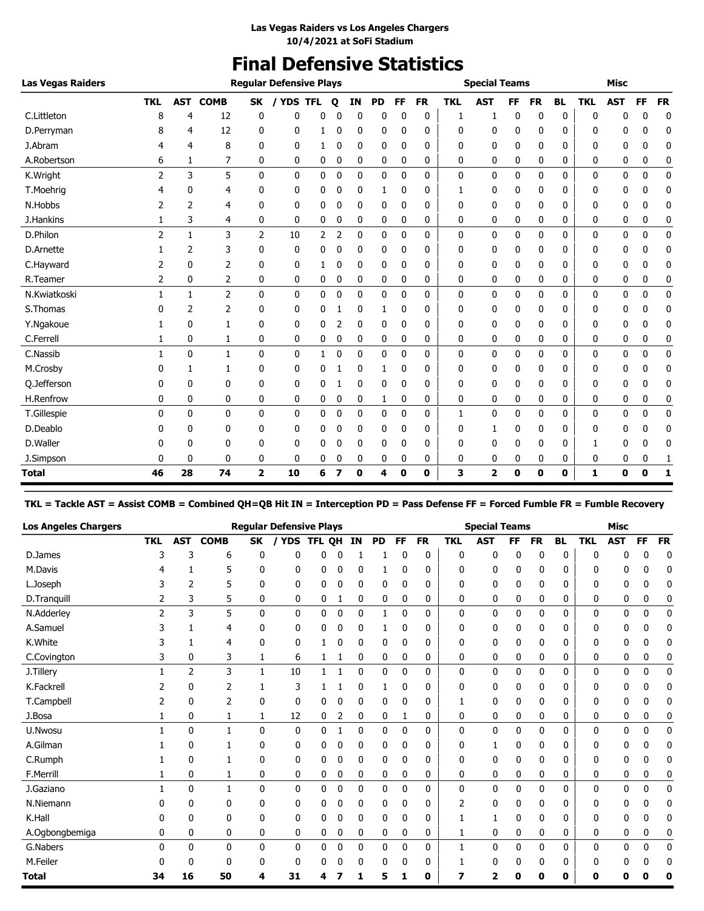**Las Vegas Raiders vs Los Angeles Chargers**
**10/4/2021 at SoFi Stadium**

# Final Defensive Statistics

| Las Vegas Raiders | Regular Defensive Plays | | | | | | | | | | | Special Teams | | | | | Misc | | | |
|---|---|---|---|---|---|---|---|---|---|---|---|---|---|---|---|---|---|---|---|---|
| | TKL | AST | COMB | SK | / YDS | TFL | Q | IN | PD | FF | FR | TKL | AST | FF | FR | BL | TKL | AST | FF | FR |
| C.Littleton | 8 | 4 | 12 | 0 | 0 | 0 | 0 | 0 | 0 | 0 | 0 | 1 | 1 | 0 | 0 | 0 | 0 | 0 | 0 | 0 |
| D.Perryman | 8 | 4 | 12 | 0 | 0 | 1 | 0 | 0 | 0 | 0 | 0 | 0 | 0 | 0 | 0 | 0 | 0 | 0 | 0 | 0 |
| J.Abram | 4 | 4 | 8 | 0 | 0 | 1 | 0 | 0 | 0 | 0 | 0 | 0 | 0 | 0 | 0 | 0 | 0 | 0 | 0 | 0 |
| A.Robertson | 6 | 1 | 7 | 0 | 0 | 0 | 0 | 0 | 0 | 0 | 0 | 0 | 0 | 0 | 0 | 0 | 0 | 0 | 0 | 0 |
| K.Wright | 2 | 3 | 5 | 0 | 0 | 0 | 0 | 0 | 0 | 0 | 0 | 0 | 0 | 0 | 0 | 0 | 0 | 0 | 0 | 0 |
| T.Moehrig | 4 | 0 | 4 | 0 | 0 | 0 | 0 | 0 | 1 | 0 | 0 | 1 | 0 | 0 | 0 | 0 | 0 | 0 | 0 | 0 |
| N.Hobbs | 2 | 2 | 4 | 0 | 0 | 0 | 0 | 0 | 0 | 0 | 0 | 0 | 0 | 0 | 0 | 0 | 0 | 0 | 0 | 0 |
| J.Hankins | 1 | 3 | 4 | 0 | 0 | 0 | 0 | 0 | 0 | 0 | 0 | 0 | 0 | 0 | 0 | 0 | 0 | 0 | 0 | 0 |
| D.Philon | 2 | 1 | 3 | 2 | 10 | 2 | 2 | 0 | 0 | 0 | 0 | 0 | 0 | 0 | 0 | 0 | 0 | 0 | 0 | 0 |
| D.Arnette | 1 | 2 | 3 | 0 | 0 | 0 | 0 | 0 | 0 | 0 | 0 | 0 | 0 | 0 | 0 | 0 | 0 | 0 | 0 | 0 |
| C.Hayward | 2 | 0 | 2 | 0 | 0 | 1 | 0 | 0 | 0 | 0 | 0 | 0 | 0 | 0 | 0 | 0 | 0 | 0 | 0 | 0 |
| R.Teamer | 2 | 0 | 2 | 0 | 0 | 0 | 0 | 0 | 0 | 0 | 0 | 0 | 0 | 0 | 0 | 0 | 0 | 0 | 0 | 0 |
| N.Kwiatkoski | 1 | 1 | 2 | 0 | 0 | 0 | 0 | 0 | 0 | 0 | 0 | 0 | 0 | 0 | 0 | 0 | 0 | 0 | 0 | 0 |
| S.Thomas | 0 | 2 | 2 | 0 | 0 | 0 | 1 | 0 | 1 | 0 | 0 | 0 | 0 | 0 | 0 | 0 | 0 | 0 | 0 | 0 |
| Y.Ngakoue | 1 | 0 | 1 | 0 | 0 | 0 | 2 | 0 | 0 | 0 | 0 | 0 | 0 | 0 | 0 | 0 | 0 | 0 | 0 | 0 |
| C.Ferrell | 1 | 0 | 1 | 0 | 0 | 0 | 0 | 0 | 0 | 0 | 0 | 0 | 0 | 0 | 0 | 0 | 0 | 0 | 0 | 0 |
| C.Nassib | 1 | 0 | 1 | 0 | 0 | 1 | 0 | 0 | 0 | 0 | 0 | 0 | 0 | 0 | 0 | 0 | 0 | 0 | 0 | 0 |
| M.Crosby | 0 | 1 | 1 | 0 | 0 | 0 | 1 | 0 | 1 | 0 | 0 | 0 | 0 | 0 | 0 | 0 | 0 | 0 | 0 | 0 |
| Q.Jefferson | 0 | 0 | 0 | 0 | 0 | 0 | 1 | 0 | 0 | 0 | 0 | 0 | 0 | 0 | 0 | 0 | 0 | 0 | 0 | 0 |
| H.Renfrow | 0 | 0 | 0 | 0 | 0 | 0 | 0 | 0 | 1 | 0 | 0 | 0 | 0 | 0 | 0 | 0 | 0 | 0 | 0 | 0 |
| T.Gillespie | 0 | 0 | 0 | 0 | 0 | 0 | 0 | 0 | 0 | 0 | 0 | 1 | 0 | 0 | 0 | 0 | 0 | 0 | 0 | 0 |
| D.Deablo | 0 | 0 | 0 | 0 | 0 | 0 | 0 | 0 | 0 | 0 | 0 | 0 | 1 | 0 | 0 | 0 | 0 | 0 | 0 | 0 |
| D.Waller | 0 | 0 | 0 | 0 | 0 | 0 | 0 | 0 | 0 | 0 | 0 | 0 | 0 | 0 | 0 | 0 | 1 | 0 | 0 | 0 |
| J.Simpson | 0 | 0 | 0 | 0 | 0 | 0 | 0 | 0 | 0 | 0 | 0 | 0 | 0 | 0 | 0 | 0 | 0 | 0 | 0 | 1 |
| **Total** | **46** | **28** | **74** | **2** | **10** | **6** | **7** | **0** | **4** | **0** | **0** | **3** | **2** | **0** | **0** | **0** | **1** | **0** | **0** | **1** |

**TKL = Tackle AST = Assist COMB = Combined QH=QB Hit IN = Interception PD = Pass Defense FF = Forced Fumble FR = Fumble Recovery**

| Los Angeles Chargers | Regular Defensive Plays | | | | | | | | | | | Special Teams | | | | | Misc | | | |
|---|---|---|---|---|---|---|---|---|---|---|---|---|---|---|---|---|---|---|---|---|
| | TKL | AST | COMB | SK | / YDS | TFL | QH | IN | PD | FF | FR | TKL | AST | FF | FR | BL | TKL | AST | FF | FR |
| D.James | 3 | 3 | 6 | 0 | 0 | 0 | 0 | 1 | 1 | 0 | 0 | 0 | 0 | 0 | 0 | 0 | 0 | 0 | 0 | 0 |
| M.Davis | 4 | 1 | 5 | 0 | 0 | 0 | 0 | 0 | 1 | 0 | 0 | 0 | 0 | 0 | 0 | 0 | 0 | 0 | 0 | 0 |
| L.Joseph | 3 | 2 | 5 | 0 | 0 | 0 | 0 | 0 | 0 | 0 | 0 | 0 | 0 | 0 | 0 | 0 | 0 | 0 | 0 | 0 |
| D.Tranquill | 2 | 3 | 5 | 0 | 0 | 0 | 1 | 0 | 0 | 0 | 0 | 0 | 0 | 0 | 0 | 0 | 0 | 0 | 0 | 0 |
| N.Adderley | 2 | 3 | 5 | 0 | 0 | 0 | 0 | 0 | 1 | 0 | 0 | 0 | 0 | 0 | 0 | 0 | 0 | 0 | 0 | 0 |
| A.Samuel | 3 | 1 | 4 | 0 | 0 | 0 | 0 | 0 | 1 | 0 | 0 | 0 | 0 | 0 | 0 | 0 | 0 | 0 | 0 | 0 |
| K.White | 3 | 1 | 4 | 0 | 0 | 1 | 0 | 0 | 0 | 0 | 0 | 0 | 0 | 0 | 0 | 0 | 0 | 0 | 0 | 0 |
| C.Covington | 3 | 0 | 3 | 1 | 6 | 1 | 1 | 0 | 0 | 0 | 0 | 0 | 0 | 0 | 0 | 0 | 0 | 0 | 0 | 0 |
| J.Tillery | 1 | 2 | 3 | 1 | 10 | 1 | 1 | 0 | 0 | 0 | 0 | 0 | 0 | 0 | 0 | 0 | 0 | 0 | 0 | 0 |
| K.Fackrell | 2 | 0 | 2 | 1 | 3 | 1 | 1 | 0 | 1 | 0 | 0 | 0 | 0 | 0 | 0 | 0 | 0 | 0 | 0 | 0 |
| T.Campbell | 2 | 0 | 2 | 0 | 0 | 0 | 0 | 0 | 0 | 0 | 0 | 1 | 0 | 0 | 0 | 0 | 0 | 0 | 0 | 0 |
| J.Bosa | 1 | 0 | 1 | 1 | 12 | 0 | 2 | 0 | 0 | 1 | 0 | 0 | 0 | 0 | 0 | 0 | 0 | 0 | 0 | 0 |
| U.Nwosu | 1 | 0 | 1 | 0 | 0 | 0 | 1 | 0 | 0 | 0 | 0 | 0 | 0 | 0 | 0 | 0 | 0 | 0 | 0 | 0 |
| A.Gilman | 1 | 0 | 1 | 0 | 0 | 0 | 0 | 0 | 0 | 0 | 0 | 0 | 1 | 0 | 0 | 0 | 0 | 0 | 0 | 0 |
| C.Rumph | 1 | 0 | 1 | 0 | 0 | 0 | 0 | 0 | 0 | 0 | 0 | 0 | 0 | 0 | 0 | 0 | 0 | 0 | 0 | 0 |
| F.Merrill | 1 | 0 | 1 | 0 | 0 | 0 | 0 | 0 | 0 | 0 | 0 | 0 | 0 | 0 | 0 | 0 | 0 | 0 | 0 | 0 |
| J.Gaziano | 1 | 0 | 1 | 0 | 0 | 0 | 0 | 0 | 0 | 0 | 0 | 0 | 0 | 0 | 0 | 0 | 0 | 0 | 0 | 0 |
| N.Niemann | 0 | 0 | 0 | 0 | 0 | 0 | 0 | 0 | 0 | 0 | 0 | 2 | 0 | 0 | 0 | 0 | 0 | 0 | 0 | 0 |
| K.Hall | 0 | 0 | 0 | 0 | 0 | 0 | 0 | 0 | 0 | 0 | 0 | 1 | 1 | 0 | 0 | 0 | 0 | 0 | 0 | 0 |
| A.Ogbongbemiga | 0 | 0 | 0 | 0 | 0 | 0 | 0 | 0 | 0 | 0 | 0 | 1 | 0 | 0 | 0 | 0 | 0 | 0 | 0 | 0 |
| G.Nabers | 0 | 0 | 0 | 0 | 0 | 0 | 0 | 0 | 0 | 0 | 0 | 1 | 0 | 0 | 0 | 0 | 0 | 0 | 0 | 0 |
| M.Feiler | 0 | 0 | 0 | 0 | 0 | 0 | 0 | 0 | 0 | 0 | 0 | 1 | 0 | 0 | 0 | 0 | 0 | 0 | 0 | 0 |
| **Total** | **34** | **16** | **50** | **4** | **31** | **4** | **7** | **1** | **5** | **1** | **0** | **7** | **2** | **0** | **0** | **0** | **0** | **0** | **0** | **0** |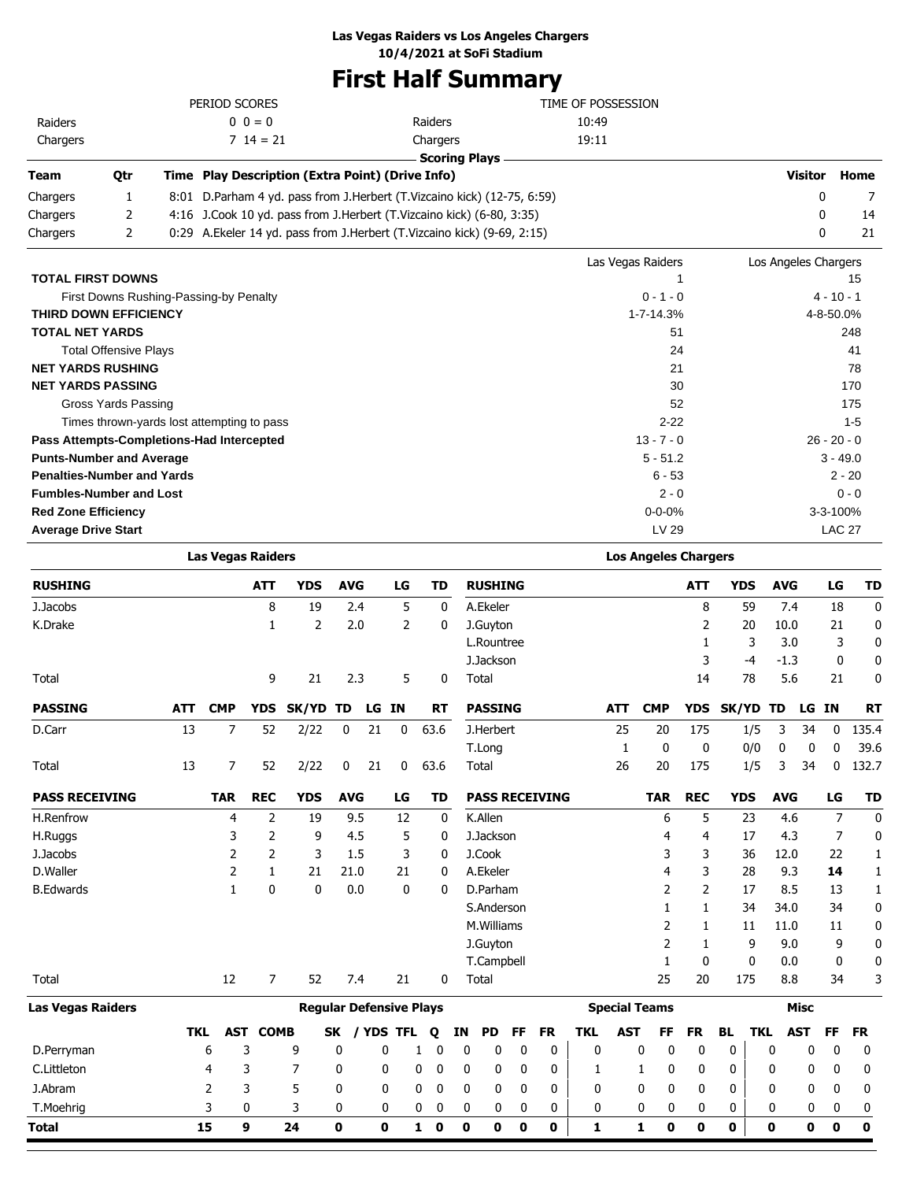**Las Vegas Raiders vs Los Angeles Chargers**
**10/4/2021 at SoFi Stadium**

# First Half Summary

| PERIOD SCORES | | TIME OF POSSESSION | |
|---|---|---|---|
| Raiders | 0 0 = 0 | Raiders | 10:49 |
| Chargers | 7 14 = 21 | Chargers | 19:11 |

## Scoring Plays

| Team | Qtr | Time | Play Description (Extra Point) (Drive Info) | Visitor | Home |
|---|---|---|---|---|---|
| Chargers | 1 | 8:01 | D.Parham 4 yd. pass from J.Herbert (T.Vizcaino kick) (12-75, 6:59) | 0 | 7 |
| Chargers | 2 | 4:16 | J.Cook 10 yd. pass from J.Herbert (T.Vizcaino kick) (6-80, 3:35) | 0 | 14 |
| Chargers | 2 | 0:29 | A.Ekeler 14 yd. pass from J.Herbert (T.Vizcaino kick) (9-69, 2:15) | 0 | 21 |

| | Las Vegas Raiders | Los Angeles Chargers |
|---|---|---|
| **TOTAL FIRST DOWNS** | 1 | 15 |
| First Downs Rushing-Passing-by Penalty | 0 - 1 - 0 | 4 - 10 - 1 |
| **THIRD DOWN EFFICIENCY** | 1-7-14.3% | 4-8-50.0% |
| **TOTAL NET YARDS** | 51 | 248 |
| Total Offensive Plays | 24 | 41 |
| **NET YARDS RUSHING** | 21 | 78 |
| **NET YARDS PASSING** | 30 | 170 |
| Gross Yards Passing | 52 | 175 |
| Times thrown-yards lost attempting to pass | 2-22 | 1-5 |
| **Pass Attempts-Completions-Had Intercepted** | 13 - 7 - 0 | 26 - 20 - 0 |
| **Punts-Number and Average** | 5 - 51.2 | 3 - 49.0 |
| **Penalties-Number and Yards** | 6 - 53 | 2 - 20 |
| **Fumbles-Number and Lost** | 2 - 0 | 0 - 0 |
| **Red Zone Efficiency** | 0-0-0% | 3-3-100% |
| **Average Drive Start** | LV 29 | LAC 27 |

## Las Vegas Raiders

| RUSHING | ATT | YDS | AVG | LG | TD |
|---|---|---|---|---|---|
| J.Jacobs | 8 | 19 | 2.4 | 5 | 0 |
| K.Drake | 1 | 2 | 2.0 | 2 | 0 |
| Total | 9 | 21 | 2.3 | 5 | 0 |

| PASSING | ATT | CMP | YDS | SK/YD | TD | LG | IN | RT |
|---|---|---|---|---|---|---|---|---|
| D.Carr | 13 | 7 | 52 | 2/22 | 0 | 21 | 0 | 63.6 |
| Total | 13 | 7 | 52 | 2/22 | 0 | 21 | 0 | 63.6 |

| PASS RECEIVING | TAR | REC | YDS | AVG | LG | TD |
|---|---|---|---|---|---|---|
| H.Renfrow | 4 | 2 | 19 | 9.5 | 12 | 0 |
| H.Ruggs | 3 | 2 | 9 | 4.5 | 5 | 0 |
| J.Jacobs | 2 | 2 | 3 | 1.5 | 3 | 0 |
| D.Waller | 2 | 1 | 21 | 21.0 | 21 | 0 |
| B.Edwards | 1 | 0 | 0 | 0.0 | 0 | 0 |
| Total | 12 | 7 | 52 | 7.4 | 21 | 0 |

## Los Angeles Chargers

| RUSHING | ATT | YDS | AVG | LG | TD |
|---|---|---|---|---|---|
| A.Ekeler | 8 | 59 | 7.4 | 18 | 0 |
| J.Guyton | 2 | 20 | 10.0 | 21 | 0 |
| L.Rountree | 1 | 3 | 3.0 | 3 | 0 |
| J.Jackson | 3 | -4 | -1.3 | 0 | 0 |
| Total | 14 | 78 | 5.6 | 21 | 0 |

| PASSING | ATT | CMP | YDS | SK/YD | TD | LG | IN | RT |
|---|---|---|---|---|---|---|---|---|
| J.Herbert | 25 | 20 | 175 | 1/5 | 3 | 34 | 0 | 135.4 |
| T.Long | 1 | 0 | 0 | 0/0 | 0 | 0 | 0 | 39.6 |
| Total | 26 | 20 | 175 | 1/5 | 3 | 34 | 0 | 132.7 |

| PASS RECEIVING | TAR | REC | YDS | AVG | LG | TD |
|---|---|---|---|---|---|---|
| K.Allen | 6 | 5 | 23 | 4.6 | 7 | 0 |
| J.Jackson | 4 | 4 | 17 | 4.3 | 7 | 0 |
| J.Cook | 3 | 3 | 36 | 12.0 | 22 | 1 |
| A.Ekeler | 4 | 3 | 28 | 9.3 | **14** | 1 |
| D.Parham | 2 | 2 | 17 | 8.5 | 13 | 1 |
| S.Anderson | 1 | 1 | 34 | 34.0 | 34 | 0 |
| M.Williams | 2 | 1 | 11 | 11.0 | 11 | 0 |
| J.Guyton | 2 | 1 | 9 | 9.0 | 9 | 0 |
| T.Campbell | 1 | 0 | 0 | 0.0 | 0 | 0 |
| Total | 25 | 20 | 175 | 8.8 | 34 | 3 |

## Las Vegas Raiders Defense

| | Regular Defensive Plays | | | | | | | | | | | Special Teams | | | | | Misc | | | |
|---|---|---|---|---|---|---|---|---|---|---|---|---|---|---|---|---|---|---|---|---|
| | TKL | AST | COMB | SK | / YDS | TFL | Q | IN | PD | FF | FR | TKL | AST | FF | FR | BL | TKL | AST | FF | FR |
| D.Perryman | 6 | 3 | 9 | 0 | 0 | 1 | 0 | 0 | 0 | 0 | 0 | 0 | 0 | 0 | 0 | 0 | 0 | 0 | 0 | 0 |
| C.Littleton | 4 | 3 | 7 | 0 | 0 | 0 | 0 | 0 | 0 | 0 | 0 | 1 | 1 | 0 | 0 | 0 | 0 | 0 | 0 | 0 |
| J.Abram | 2 | 3 | 5 | 0 | 0 | 0 | 0 | 0 | 0 | 0 | 0 | 0 | 0 | 0 | 0 | 0 | 0 | 0 | 0 | 0 |
| T.Moehrig | 3 | 0 | 3 | 0 | 0 | 0 | 0 | 0 | 0 | 0 | 0 | 0 | 0 | 0 | 0 | 0 | 0 | 0 | 0 | 0 |
| **Total** | **15** | **9** | **24** | **0** | **0** | **1** | **0** | **0** | **0** | **0** | **0** | **1** | **1** | **0** | **0** | **0** | **0** | **0** | **0** | **0** |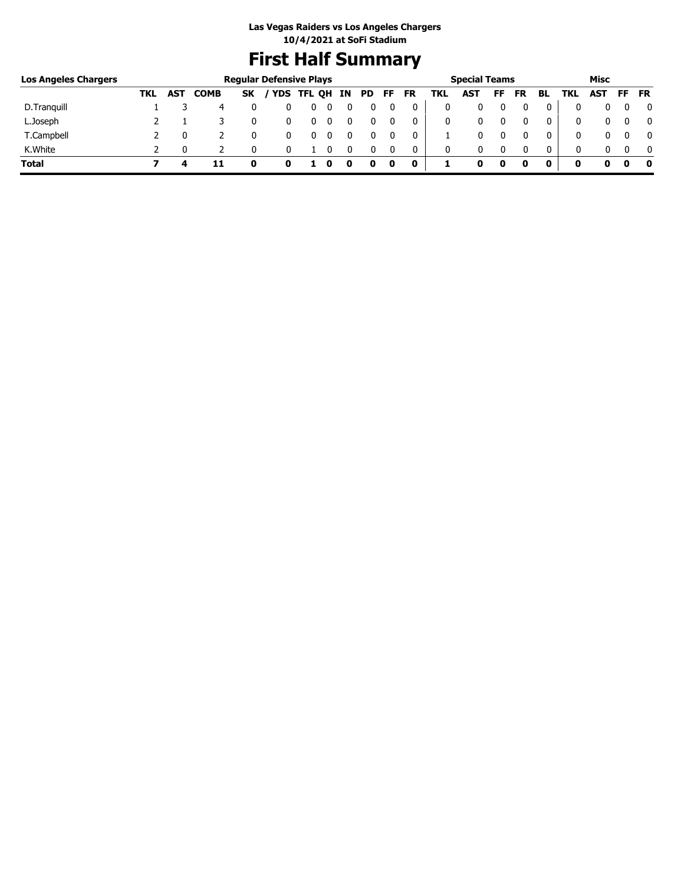Las Vegas Raiders vs Los Angeles Chargers
10/4/2021 at SoFi Stadium

# First Half Summary

| Los Angeles Chargers | Regular Defensive Plays | | | | | | | | | | | Special Teams | | | | | Misc | | | |
|---|---|---|---|---|---|---|---|---|---|---|---|---|---|---|---|---|---|---|---|---|
| | TKL | AST | COMB | SK | / YDS | TFL | QH | IN | PD | FF | FR | TKL | AST | FF | FR | BL | TKL | AST | FF | FR |
| D.Tranquill | 1 | 3 | 4 | 0 | 0 | 0 | 0 | 0 | 0 | 0 | 0 | 0 | 0 | 0 | 0 | 0 | 0 | 0 | 0 | 0 |
| L.Joseph | 2 | 1 | 3 | 0 | 0 | 0 | 0 | 0 | 0 | 0 | 0 | 0 | 0 | 0 | 0 | 0 | 0 | 0 | 0 | 0 |
| T.Campbell | 2 | 0 | 2 | 0 | 0 | 0 | 0 | 0 | 0 | 0 | 0 | 1 | 0 | 0 | 0 | 0 | 0 | 0 | 0 | 0 |
| K.White | 2 | 0 | 2 | 0 | 0 | 1 | 0 | 0 | 0 | 0 | 0 | 0 | 0 | 0 | 0 | 0 | 0 | 0 | 0 | 0 |
| **Total** | **7** | **4** | **11** | **0** | **0** | **1** | **0** | **0** | **0** | **0** | **0** | **1** | **0** | **0** | **0** | **0** | **0** | **0** | **0** | **0** |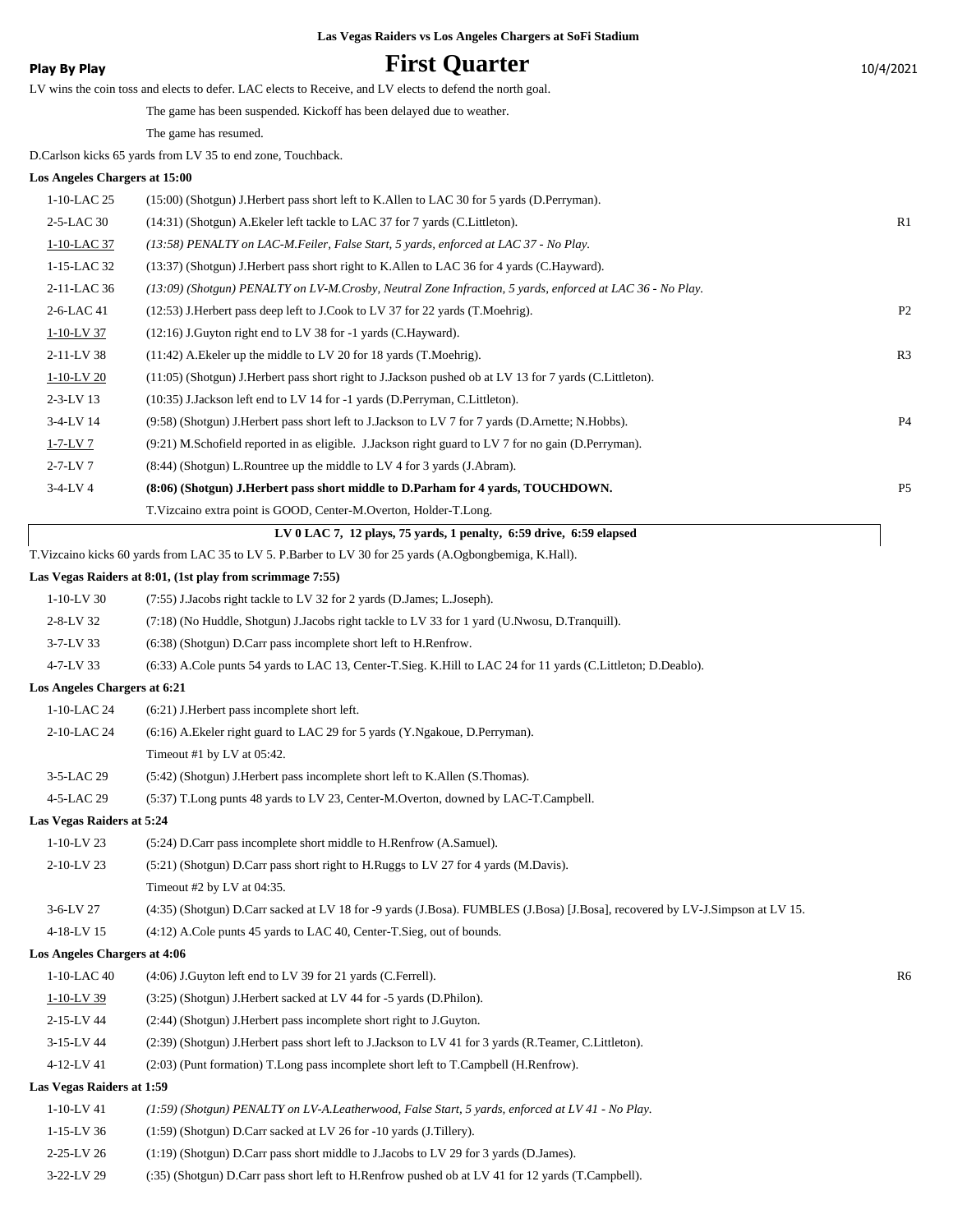**Las Vegas Raiders vs Los Angeles Chargers at SoFi Stadium**

**Play By Play**

# First Quarter

10/4/2021

LV wins the coin toss and elects to defer. LAC elects to Receive, and LV elects to defend the north goal.

The game has been suspended. Kickoff has been delayed due to weather.

The game has resumed.

D.Carlson kicks 65 yards from LV 35 to end zone, Touchback.

**Los Angeles Chargers at 15:00**

| | | |
|---|---|---|
| 1-10-LAC 25 | (15:00) (Shotgun) J.Herbert pass short left to K.Allen to LAC 30 for 5 yards (D.Perryman). | |
| 2-5-LAC 30 | (14:31) (Shotgun) A.Ekeler left tackle to LAC 37 for 7 yards (C.Littleton). | R1 |
| 1-10-LAC 37 | *(13:58) PENALTY on LAC-M.Feiler, False Start, 5 yards, enforced at LAC 37 - No Play.* | |
| 1-15-LAC 32 | (13:37) (Shotgun) J.Herbert pass short right to K.Allen to LAC 36 for 4 yards (C.Hayward). | |
| 2-11-LAC 36 | *(13:09) (Shotgun) PENALTY on LV-M.Crosby, Neutral Zone Infraction, 5 yards, enforced at LAC 36 - No Play.* | |
| 2-6-LAC 41 | (12:53) J.Herbert pass deep left to J.Cook to LV 37 for 22 yards (T.Moehrig). | P2 |
| 1-10-LV 37 | (12:16) J.Guyton right end to LV 38 for -1 yards (C.Hayward). | |
| 2-11-LV 38 | (11:42) A.Ekeler up the middle to LV 20 for 18 yards (T.Moehrig). | R3 |
| 1-10-LV 20 | (11:05) (Shotgun) J.Herbert pass short right to J.Jackson pushed ob at LV 13 for 7 yards (C.Littleton). | |
| 2-3-LV 13 | (10:35) J.Jackson left end to LV 14 for -1 yards (D.Perryman, C.Littleton). | |
| 3-4-LV 14 | (9:58) (Shotgun) J.Herbert pass short left to J.Jackson to LV 7 for 7 yards (D.Arnette; N.Hobbs). | P4 |
| 1-7-LV 7 | (9:21) M.Schofield reported in as eligible. J.Jackson right guard to LV 7 for no gain (D.Perryman). | |
| 2-7-LV 7 | (8:44) (Shotgun) L.Rountree up the middle to LV 4 for 3 yards (J.Abram). | |
| 3-4-LV 4 | **(8:06) (Shotgun) J.Herbert pass short middle to D.Parham for 4 yards, TOUCHDOWN.** | P5 |
| | T.Vizcaino extra point is GOOD, Center-M.Overton, Holder-T.Long. | |

**LV 0 LAC 7, 12 plays, 75 yards, 1 penalty, 6:59 drive, 6:59 elapsed**

T.Vizcaino kicks 60 yards from LAC 35 to LV 5. P.Barber to LV 30 for 25 yards (A.Ogbongbemiga, K.Hall).

**Las Vegas Raiders at 8:01, (1st play from scrimmage 7:55)**

| | |
|---|---|
| 1-10-LV 30 | (7:55) J.Jacobs right tackle to LV 32 for 2 yards (D.James; L.Joseph). |
| 2-8-LV 32 | (7:18) (No Huddle, Shotgun) J.Jacobs right tackle to LV 33 for 1 yard (U.Nwosu, D.Tranquill). |
| 3-7-LV 33 | (6:38) (Shotgun) D.Carr pass incomplete short left to H.Renfrow. |
| 4-7-LV 33 | (6:33) A.Cole punts 54 yards to LAC 13, Center-T.Sieg. K.Hill to LAC 24 for 11 yards (C.Littleton; D.Deablo). |

**Los Angeles Chargers at 6:21**

| | |
|---|---|
| 1-10-LAC 24 | (6:21) J.Herbert pass incomplete short left. |
| 2-10-LAC 24 | (6:16) A.Ekeler right guard to LAC 29 for 5 yards (Y.Ngakoue, D.Perryman). |
| | Timeout #1 by LV at 05:42. |
| 3-5-LAC 29 | (5:42) (Shotgun) J.Herbert pass incomplete short left to K.Allen (S.Thomas). |
| 4-5-LAC 29 | (5:37) T.Long punts 48 yards to LV 23, Center-M.Overton, downed by LAC-T.Campbell. |

**Las Vegas Raiders at 5:24**

| | |
|---|---|
| 1-10-LV 23 | (5:24) D.Carr pass incomplete short middle to H.Renfrow (A.Samuel). |
| 2-10-LV 23 | (5:21) (Shotgun) D.Carr pass short right to H.Ruggs to LV 27 for 4 yards (M.Davis). |
| | Timeout #2 by LV at 04:35. |
| 3-6-LV 27 | (4:35) (Shotgun) D.Carr sacked at LV 18 for -9 yards (J.Bosa). FUMBLES (J.Bosa) [J.Bosa], recovered by LV-J.Simpson at LV 15. |
| 4-18-LV 15 | (4:12) A.Cole punts 45 yards to LAC 40, Center-T.Sieg, out of bounds. |

**Los Angeles Chargers at 4:06**

| | | |
|---|---|---|
| 1-10-LAC 40 | (4:06) J.Guyton left end to LV 39 for 21 yards (C.Ferrell). | R6 |
| 1-10-LV 39 | (3:25) (Shotgun) J.Herbert sacked at LV 44 for -5 yards (D.Philon). | |
| 2-15-LV 44 | (2:44) (Shotgun) J.Herbert pass incomplete short right to J.Guyton. | |
| 3-15-LV 44 | (2:39) (Shotgun) J.Herbert pass short left to J.Jackson to LV 41 for 3 yards (R.Teamer, C.Littleton). | |
| 4-12-LV 41 | (2:03) (Punt formation) T.Long pass incomplete short left to T.Campbell (H.Renfrow). | |

**Las Vegas Raiders at 1:59**

| | |
|---|---|
| 1-10-LV 41 | *(1:59) (Shotgun) PENALTY on LV-A.Leatherwood, False Start, 5 yards, enforced at LV 41 - No Play.* |
| 1-15-LV 36 | (1:59) (Shotgun) D.Carr sacked at LV 26 for -10 yards (J.Tillery). |
| 2-25-LV 26 | (1:19) (Shotgun) D.Carr pass short middle to J.Jacobs to LV 29 for 3 yards (D.James). |
| 3-22-LV 29 | (:35) (Shotgun) D.Carr pass short left to H.Renfrow pushed ob at LV 41 for 12 yards (T.Campbell). |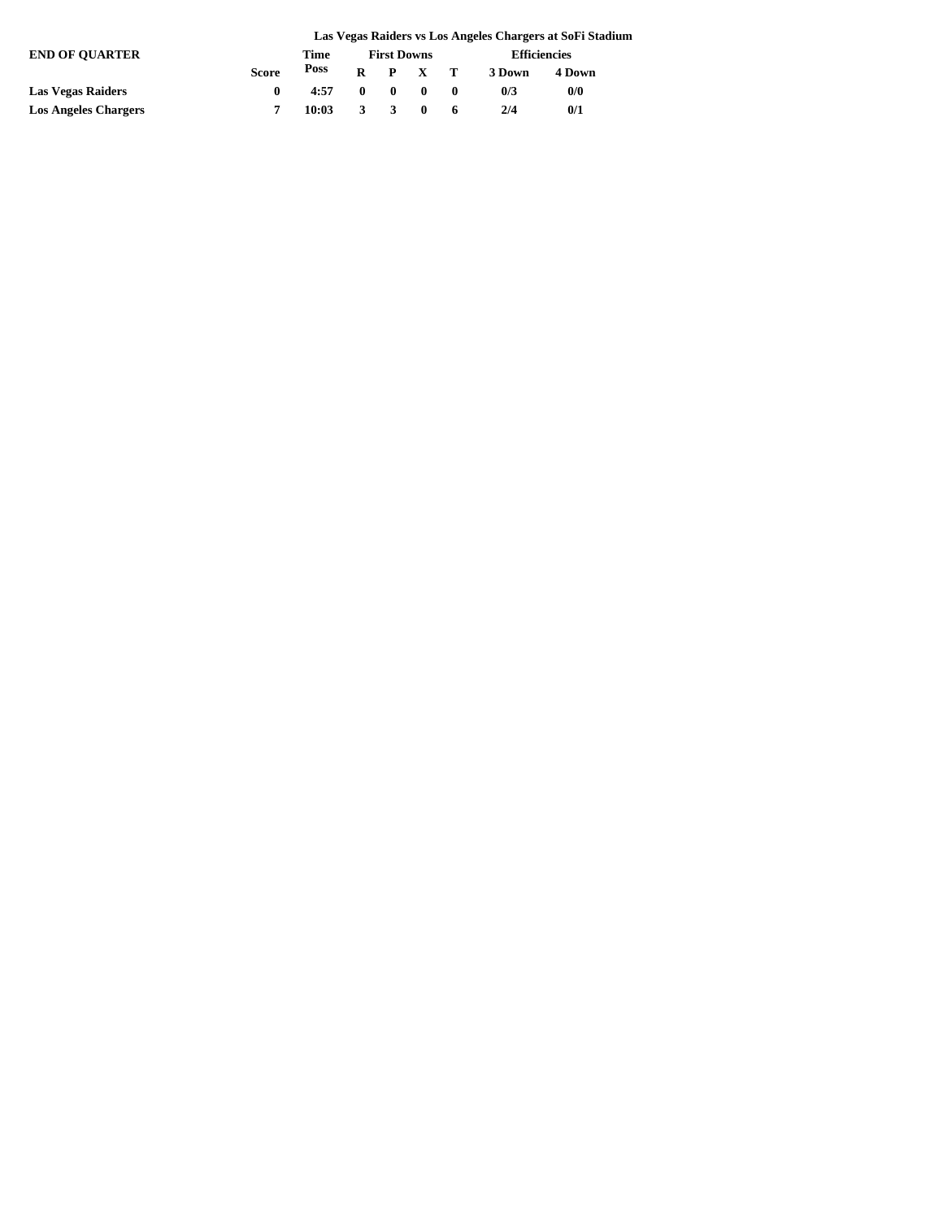**Las Vegas Raiders vs Los Angeles Chargers at SoFi Stadium**

| END OF QUARTER | Score | Time Poss | First Downs | | | | Efficiencies | |
|---|---|---|---|---|---|---|---|---|
| | | | R | P | X | T | 3 Down | 4 Down |
| **Las Vegas Raiders** | 0 | 4:57 | 0 | 0 | 0 | 0 | 0/3 | 0/0 |
| **Los Angeles Chargers** | 7 | 10:03 | 3 | 3 | 0 | 6 | 2/4 | 0/1 |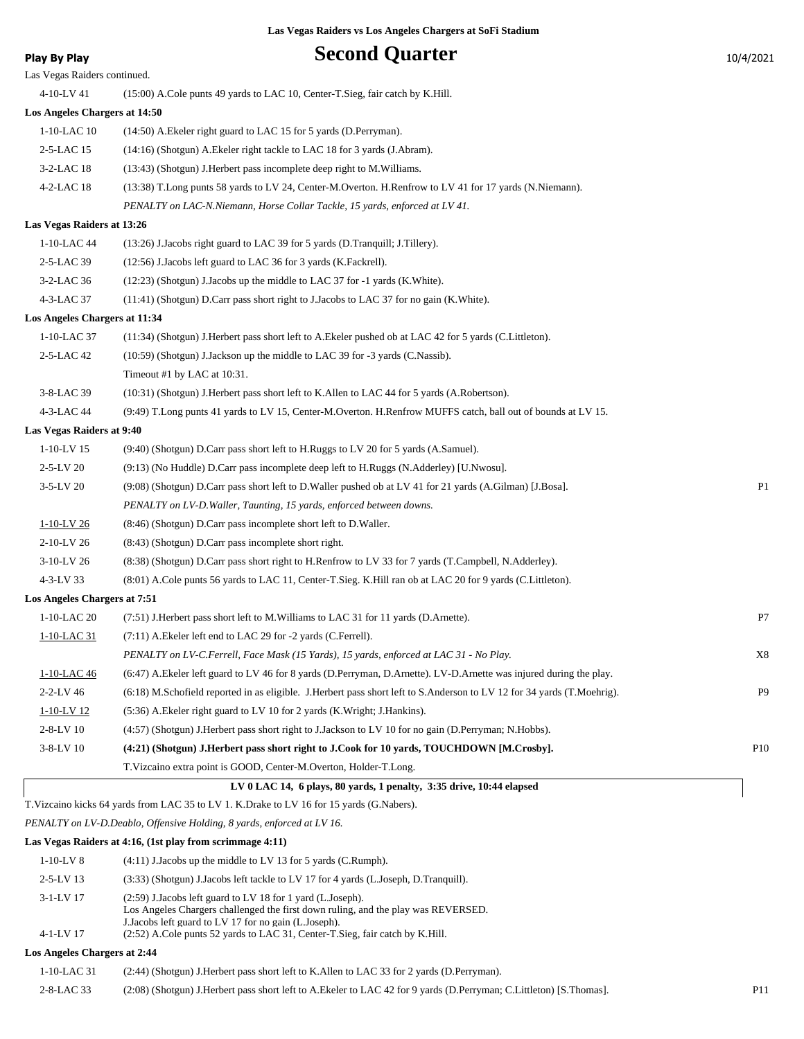Las Vegas Raiders vs Los Angeles Chargers at SoFi Stadium

**Play By Play**

# Second Quarter

10/4/2021

Las Vegas Raiders continued.

| Down | Play | |
|---|---|---|
| 4-10-LV 41 | (15:00) A.Cole punts 49 yards to LAC 10, Center-T.Sieg, fair catch by K.Hill. | |
| **Los Angeles Chargers at 14:50** | | |
| 1-10-LAC 10 | (14:50) A.Ekeler right guard to LAC 15 for 5 yards (D.Perryman). | |
| 2-5-LAC 15 | (14:16) (Shotgun) A.Ekeler right tackle to LAC 18 for 3 yards (J.Abram). | |
| 3-2-LAC 18 | (13:43) (Shotgun) J.Herbert pass incomplete deep right to M.Williams. | |
| 4-2-LAC 18 | (13:38) T.Long punts 58 yards to LV 24, Center-M.Overton. H.Renfrow to LV 41 for 17 yards (N.Niemann). | |
| | *PENALTY on LAC-N.Niemann, Horse Collar Tackle, 15 yards, enforced at LV 41.* | |
| **Las Vegas Raiders at 13:26** | | |
| 1-10-LAC 44 | (13:26) J.Jacobs right guard to LAC 39 for 5 yards (D.Tranquill; J.Tillery). | |
| 2-5-LAC 39 | (12:56) J.Jacobs left guard to LAC 36 for 3 yards (K.Fackrell). | |
| 3-2-LAC 36 | (12:23) (Shotgun) J.Jacobs up the middle to LAC 37 for -1 yards (K.White). | |
| 4-3-LAC 37 | (11:41) (Shotgun) D.Carr pass short right to J.Jacobs to LAC 37 for no gain (K.White). | |
| **Los Angeles Chargers at 11:34** | | |
| 1-10-LAC 37 | (11:34) (Shotgun) J.Herbert pass short left to A.Ekeler pushed ob at LAC 42 for 5 yards (C.Littleton). | |
| 2-5-LAC 42 | (10:59) (Shotgun) J.Jackson up the middle to LAC 39 for -3 yards (C.Nassib). | |
| | Timeout #1 by LAC at 10:31. | |
| 3-8-LAC 39 | (10:31) (Shotgun) J.Herbert pass short left to K.Allen to LAC 44 for 5 yards (A.Robertson). | |
| 4-3-LAC 44 | (9:49) T.Long punts 41 yards to LV 15, Center-M.Overton. H.Renfrow MUFFS catch, ball out of bounds at LV 15. | |
| **Las Vegas Raiders at 9:40** | | |
| 1-10-LV 15 | (9:40) (Shotgun) D.Carr pass short left to H.Ruggs to LV 20 for 5 yards (A.Samuel). | |
| 2-5-LV 20 | (9:13) (No Huddle) D.Carr pass incomplete deep left to H.Ruggs (N.Adderley) [U.Nwosu]. | |
| 3-5-LV 20 | (9:08) (Shotgun) D.Carr pass short left to D.Waller pushed ob at LV 41 for 21 yards (A.Gilman) [J.Bosa]. | P1 |
| | *PENALTY on LV-D.Waller, Taunting, 15 yards, enforced between downs.* | |
| 1-10-LV 26 | (8:46) (Shotgun) D.Carr pass incomplete short left to D.Waller. | |
| 2-10-LV 26 | (8:43) (Shotgun) D.Carr pass incomplete short right. | |
| 3-10-LV 26 | (8:38) (Shotgun) D.Carr pass short right to H.Renfrow to LV 33 for 7 yards (T.Campbell, N.Adderley). | |
| 4-3-LV 33 | (8:01) A.Cole punts 56 yards to LAC 11, Center-T.Sieg. K.Hill ran ob at LAC 20 for 9 yards (C.Littleton). | |
| **Los Angeles Chargers at 7:51** | | |
| 1-10-LAC 20 | (7:51) J.Herbert pass short left to M.Williams to LAC 31 for 11 yards (D.Arnette). | P7 |
| 1-10-LAC 31 | (7:11) A.Ekeler left end to LAC 29 for -2 yards (C.Ferrell). | |
| | *PENALTY on LV-C.Ferrell, Face Mask (15 Yards), 15 yards, enforced at LAC 31 - No Play.* | X8 |
| 1-10-LAC 46 | (6:47) A.Ekeler left guard to LV 46 for 8 yards (D.Perryman, D.Arnette). LV-D.Arnette was injured during the play. | |
| 2-2-LV 46 | (6:18) M.Schofield reported in as eligible. J.Herbert pass short left to S.Anderson to LV 12 for 34 yards (T.Moehrig). | P9 |
| 1-10-LV 12 | (5:36) A.Ekeler right guard to LV 10 for 2 yards (K.Wright; J.Hankins). | |
| 2-8-LV 10 | (4:57) (Shotgun) J.Herbert pass short right to J.Jackson to LV 10 for no gain (D.Perryman; N.Hobbs). | |
| 3-8-LV 10 | **(4:21) (Shotgun) J.Herbert pass short right to J.Cook for 10 yards, TOUCHDOWN [M.Crosby].** | P10 |
| | T.Vizcaino extra point is GOOD, Center-M.Overton, Holder-T.Long. | |
| | **LV 0 LAC 14, 6 plays, 80 yards, 1 penalty, 3:35 drive, 10:44 elapsed** | |

T.Vizcaino kicks 64 yards from LAC 35 to LV 1. K.Drake to LV 16 for 15 yards (G.Nabers).

*PENALTY on LV-D.Deablo, Offensive Holding, 8 yards, enforced at LV 16.*

| Down | Play | |
|---|---|---|
| **Las Vegas Raiders at 4:16, (1st play from scrimmage 4:11)** | | |
| 1-10-LV 8 | (4:11) J.Jacobs up the middle to LV 13 for 5 yards (C.Rumph). | |
| 2-5-LV 13 | (3:33) (Shotgun) J.Jacobs left tackle to LV 17 for 4 yards (L.Joseph, D.Tranquill). | |
| 3-1-LV 17 | (2:59) J.Jacobs left guard to LV 18 for 1 yard (L.Joseph). Los Angeles Chargers challenged the first down ruling, and the play was REVERSED. J.Jacobs left guard to LV 17 for no gain (L.Joseph). | |
| 4-1-LV 17 | (2:52) A.Cole punts 52 yards to LAC 31, Center-T.Sieg, fair catch by K.Hill. | |
| **Los Angeles Chargers at 2:44** | | |
| 1-10-LAC 31 | (2:44) (Shotgun) J.Herbert pass short left to K.Allen to LAC 33 for 2 yards (D.Perryman). | |
| 2-8-LAC 33 | (2:08) (Shotgun) J.Herbert pass short left to A.Ekeler to LAC 42 for 9 yards (D.Perryman; C.Littleton) [S.Thomas]. | P11 |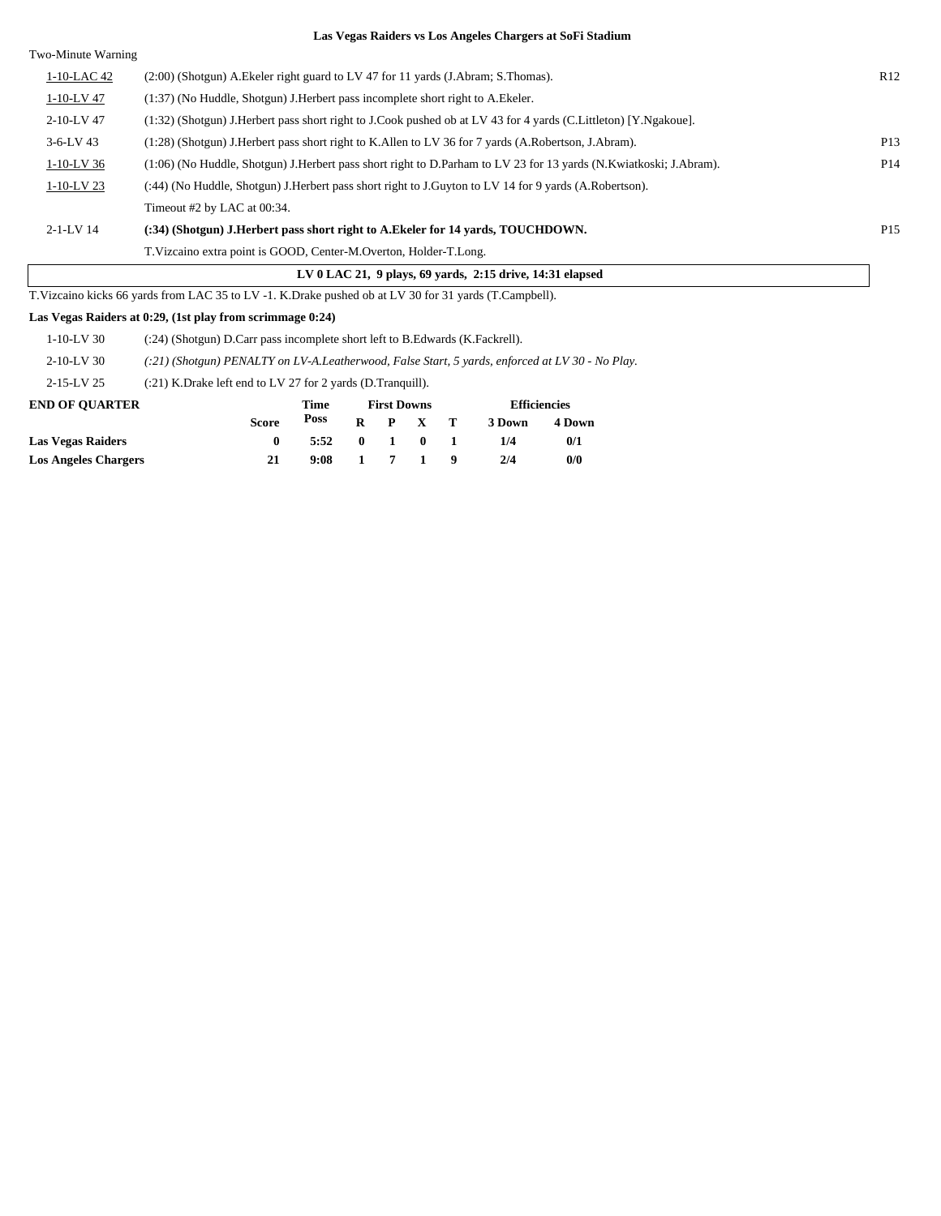**Las Vegas Raiders vs Los Angeles Chargers at SoFi Stadium**

Two-Minute Warning

| | | |
|---|---|---|
| 1-10-LAC 42 | (2:00) (Shotgun) A.Ekeler right guard to LV 47 for 11 yards (J.Abram; S.Thomas). | R12 |
| 1-10-LV 47 | (1:37) (No Huddle, Shotgun) J.Herbert pass incomplete short right to A.Ekeler. | |
| 2-10-LV 47 | (1:32) (Shotgun) J.Herbert pass short right to J.Cook pushed ob at LV 43 for 4 yards (C.Littleton) [Y.Ngakoue]. | |
| 3-6-LV 43 | (1:28) (Shotgun) J.Herbert pass short right to K.Allen to LV 36 for 7 yards (A.Robertson, J.Abram). | P13 |
| 1-10-LV 36 | (1:06) (No Huddle, Shotgun) J.Herbert pass short right to D.Parham to LV 23 for 13 yards (N.Kwiatkoski; J.Abram). | P14 |
| 1-10-LV 23 | (:44) (No Huddle, Shotgun) J.Herbert pass short right to J.Guyton to LV 14 for 9 yards (A.Robertson). | |
| | Timeout #2 by LAC at 00:34. | |
| 2-1-LV 14 | **(:34) (Shotgun) J.Herbert pass short right to A.Ekeler for 14 yards, TOUCHDOWN.** | P15 |
| | T.Vizcaino extra point is GOOD, Center-M.Overton, Holder-T.Long. | |

**LV 0 LAC 21, 9 plays, 69 yards, 2:15 drive, 14:31 elapsed**

T.Vizcaino kicks 66 yards from LAC 35 to LV -1. K.Drake pushed ob at LV 30 for 31 yards (T.Campbell).

**Las Vegas Raiders at 0:29, (1st play from scrimmage 0:24)**

| | |
|---|---|
| 1-10-LV 30 | (:24) (Shotgun) D.Carr pass incomplete short left to B.Edwards (K.Fackrell). |
| 2-10-LV 30 | *(:21) (Shotgun) PENALTY on LV-A.Leatherwood, False Start, 5 yards, enforced at LV 30 - No Play.* |
| 2-15-LV 25 | (:21) K.Drake left end to LV 27 for 2 yards (D.Tranquill). |

| END OF QUARTER | Score | Time Poss | First Downs R | P | X | T | Efficiencies 3 Down | 4 Down |
|---|---|---|---|---|---|---|---|---|
| **Las Vegas Raiders** | **0** | **5:52** | **0** | **1** | **0** | **1** | **1/4** | **0/1** |
| **Los Angeles Chargers** | **21** | **9:08** | **1** | **7** | **1** | **9** | **2/4** | **0/0** |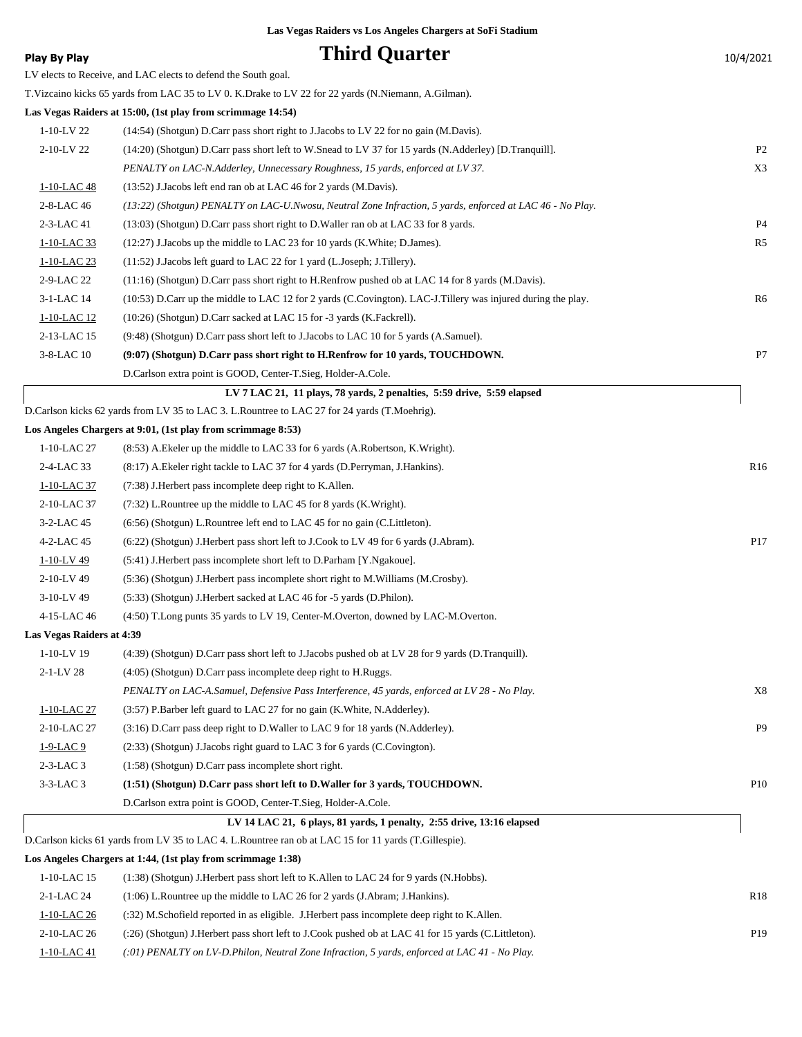Las Vegas Raiders vs Los Angeles Chargers at SoFi Stadium

**Play By Play**

# Third Quarter

10/4/2021

LV elects to Receive, and LAC elects to defend the South goal.

T.Vizcaino kicks 65 yards from LAC 35 to LV 0. K.Drake to LV 22 for 22 yards (N.Niemann, A.Gilman).

**Las Vegas Raiders at 15:00, (1st play from scrimmage 14:54)**

| Down | Play | |
|---|---|---|
| 1-10-LV 22 | (14:54) (Shotgun) D.Carr pass short right to J.Jacobs to LV 22 for no gain (M.Davis). | |
| 2-10-LV 22 | (14:20) (Shotgun) D.Carr pass short left to W.Snead to LV 37 for 15 yards (N.Adderley) [D.Tranquill]. | P2 |
| | *PENALTY on LAC-N.Adderley, Unnecessary Roughness, 15 yards, enforced at LV 37.* | X3 |
| 1-10-LAC 48 | (13:52) J.Jacobs left end ran ob at LAC 46 for 2 yards (M.Davis). | |
| 2-8-LAC 46 | *(13:22) (Shotgun) PENALTY on LAC-U.Nwosu, Neutral Zone Infraction, 5 yards, enforced at LAC 46 - No Play.* | |
| 2-3-LAC 41 | (13:03) (Shotgun) D.Carr pass short right to D.Waller ran ob at LAC 33 for 8 yards. | P4 |
| 1-10-LAC 33 | (12:27) J.Jacobs up the middle to LAC 23 for 10 yards (K.White; D.James). | R5 |
| 1-10-LAC 23 | (11:52) J.Jacobs left guard to LAC 22 for 1 yard (L.Joseph; J.Tillery). | |
| 2-9-LAC 22 | (11:16) (Shotgun) D.Carr pass short right to H.Renfrow pushed ob at LAC 14 for 8 yards (M.Davis). | |
| 3-1-LAC 14 | (10:53) D.Carr up the middle to LAC 12 for 2 yards (C.Covington). LAC-J.Tillery was injured during the play. | R6 |
| 1-10-LAC 12 | (10:26) (Shotgun) D.Carr sacked at LAC 15 for -3 yards (K.Fackrell). | |
| 2-13-LAC 15 | (9:48) (Shotgun) D.Carr pass short left to J.Jacobs to LAC 10 for 5 yards (A.Samuel). | |
| 3-8-LAC 10 | **(9:07) (Shotgun) D.Carr pass short right to H.Renfrow for 10 yards, TOUCHDOWN.** | P7 |
| | D.Carlson extra point is GOOD, Center-T.Sieg, Holder-A.Cole. | |

**LV 7 LAC 21, 11 plays, 78 yards, 2 penalties, 5:59 drive, 5:59 elapsed**

D.Carlson kicks 62 yards from LV 35 to LAC 3. L.Rountree to LAC 27 for 24 yards (T.Moehrig).

**Los Angeles Chargers at 9:01, (1st play from scrimmage 8:53)**

| Down | Play | |
|---|---|---|
| 1-10-LAC 27 | (8:53) A.Ekeler up the middle to LAC 33 for 6 yards (A.Robertson, K.Wright). | |
| 2-4-LAC 33 | (8:17) A.Ekeler right tackle to LAC 37 for 4 yards (D.Perryman, J.Hankins). | R16 |
| 1-10-LAC 37 | (7:38) J.Herbert pass incomplete deep right to K.Allen. | |
| 2-10-LAC 37 | (7:32) L.Rountree up the middle to LAC 45 for 8 yards (K.Wright). | |
| 3-2-LAC 45 | (6:56) (Shotgun) L.Rountree left end to LAC 45 for no gain (C.Littleton). | |
| 4-2-LAC 45 | (6:22) (Shotgun) J.Herbert pass short left to J.Cook to LV 49 for 6 yards (J.Abram). | P17 |
| 1-10-LV 49 | (5:41) J.Herbert pass incomplete short left to D.Parham [Y.Ngakoue]. | |
| 2-10-LV 49 | (5:36) (Shotgun) J.Herbert pass incomplete short right to M.Williams (M.Crosby). | |
| 3-10-LV 49 | (5:33) (Shotgun) J.Herbert sacked at LAC 46 for -5 yards (D.Philon). | |
| 4-15-LAC 46 | (4:50) T.Long punts 35 yards to LV 19, Center-M.Overton, downed by LAC-M.Overton. | |

**Las Vegas Raiders at 4:39**

| Down | Play | |
|---|---|---|
| 1-10-LV 19 | (4:39) (Shotgun) D.Carr pass short left to J.Jacobs pushed ob at LV 28 for 9 yards (D.Tranquill). | |
| 2-1-LV 28 | (4:05) (Shotgun) D.Carr pass incomplete deep right to H.Ruggs. | |
| | *PENALTY on LAC-A.Samuel, Defensive Pass Interference, 45 yards, enforced at LV 28 - No Play.* | X8 |
| 1-10-LAC 27 | (3:57) P.Barber left guard to LAC 27 for no gain (K.White, N.Adderley). | |
| 2-10-LAC 27 | (3:16) D.Carr pass deep right to D.Waller to LAC 9 for 18 yards (N.Adderley). | P9 |
| 1-9-LAC 9 | (2:33) (Shotgun) J.Jacobs right guard to LAC 3 for 6 yards (C.Covington). | |
| 2-3-LAC 3 | (1:58) (Shotgun) D.Carr pass incomplete short right. | |
| 3-3-LAC 3 | **(1:51) (Shotgun) D.Carr pass short left to D.Waller for 3 yards, TOUCHDOWN.** | P10 |
| | D.Carlson extra point is GOOD, Center-T.Sieg, Holder-A.Cole. | |

**LV 14 LAC 21, 6 plays, 81 yards, 1 penalty, 2:55 drive, 13:16 elapsed**

D.Carlson kicks 61 yards from LV 35 to LAC 4. L.Rountree ran ob at LAC 15 for 11 yards (T.Gillespie).

**Los Angeles Chargers at 1:44, (1st play from scrimmage 1:38)**

| Down | Play | |
|---|---|---|
| 1-10-LAC 15 | (1:38) (Shotgun) J.Herbert pass short left to K.Allen to LAC 24 for 9 yards (N.Hobbs). | |
| 2-1-LAC 24 | (1:06) L.Rountree up the middle to LAC 26 for 2 yards (J.Abram; J.Hankins). | R18 |
| 1-10-LAC 26 | (:32) M.Schofield reported in as eligible. J.Herbert pass incomplete deep right to K.Allen. | |
| 2-10-LAC 26 | (:26) (Shotgun) J.Herbert pass short left to J.Cook pushed ob at LAC 41 for 15 yards (C.Littleton). | P19 |
| 1-10-LAC 41 | *(:01) PENALTY on LV-D.Philon, Neutral Zone Infraction, 5 yards, enforced at LAC 41 - No Play.* | |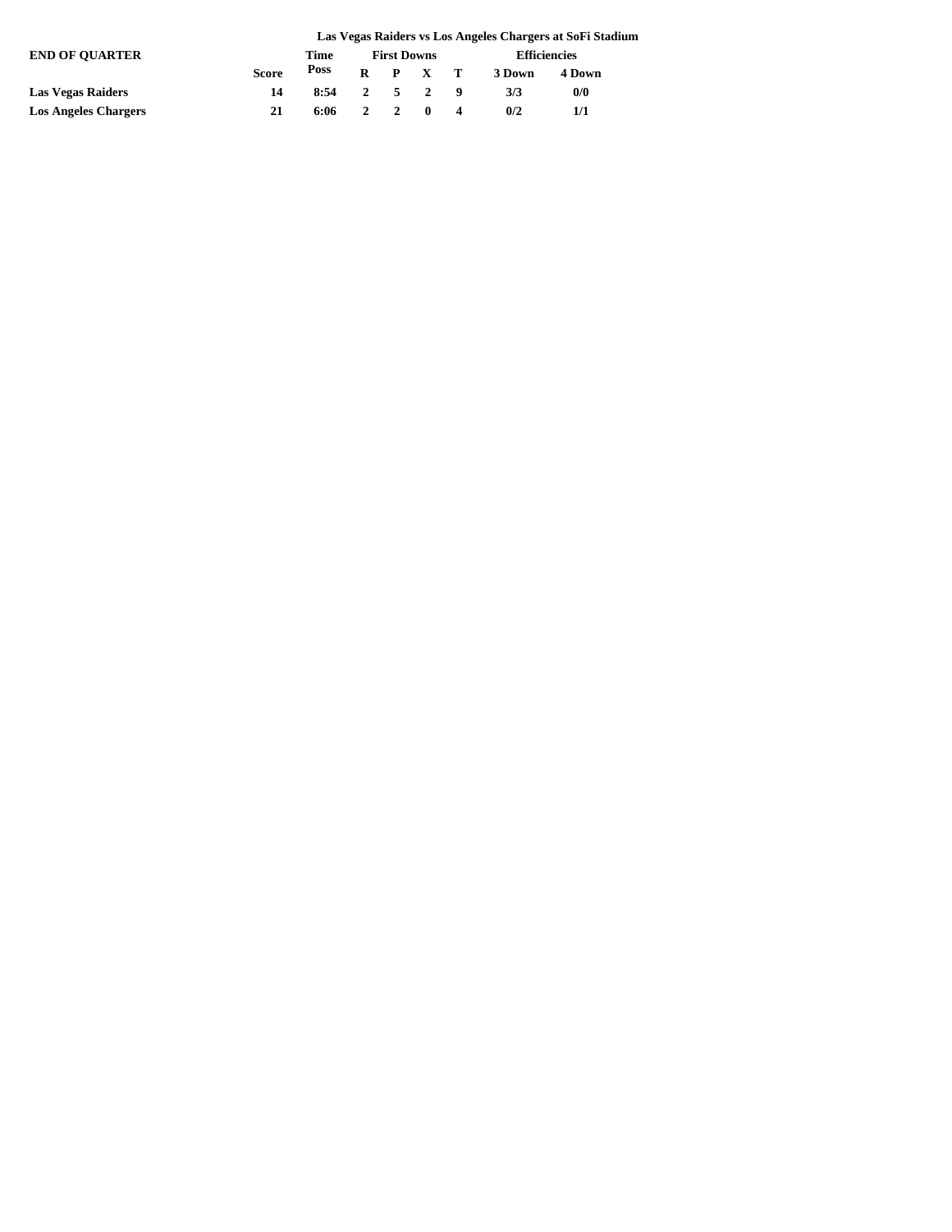**Las Vegas Raiders vs Los Angeles Chargers at SoFi Stadium**

| END OF QUARTER | Score | Time Poss | First Downs | | | | Efficiencies | |
|---|---|---|---|---|---|---|---|---|
| | | | R | P | X | T | 3 Down | 4 Down |
| **Las Vegas Raiders** | 14 | 8:54 | 2 | 5 | 2 | 9 | 3/3 | 0/0 |
| **Los Angeles Chargers** | 21 | 6:06 | 2 | 2 | 0 | 4 | 0/2 | 1/1 |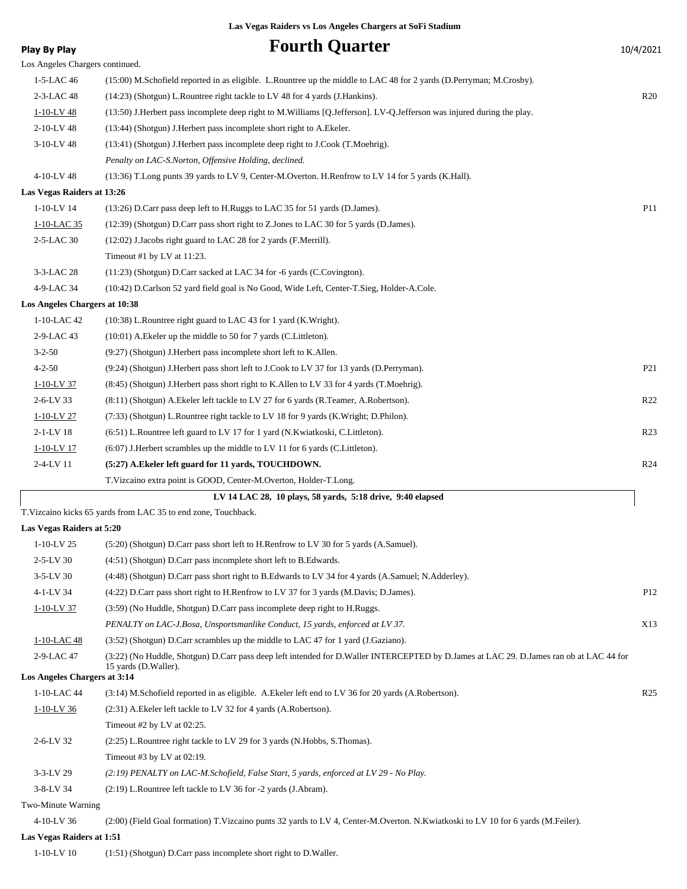**Las Vegas Raiders vs Los Angeles Chargers at SoFi Stadium**

**Play By Play**

# Fourth Quarter

10/4/2021

Los Angeles Chargers continued.

| Down | Play | |
|---|---|---|
| 1-5-LAC 46 | (15:00) M.Schofield reported in as eligible. L.Rountree up the middle to LAC 48 for 2 yards (D.Perryman; M.Crosby). | |
| 2-3-LAC 48 | (14:23) (Shotgun) L.Rountree right tackle to LV 48 for 4 yards (J.Hankins). | R20 |
| 1-10-LV 48 | (13:50) J.Herbert pass incomplete deep right to M.Williams [Q.Jefferson]. LV-Q.Jefferson was injured during the play. | |
| 2-10-LV 48 | (13:44) (Shotgun) J.Herbert pass incomplete short right to A.Ekeler. | |
| 3-10-LV 48 | (13:41) (Shotgun) J.Herbert pass incomplete deep right to J.Cook (T.Moehrig). | |
| | *Penalty on LAC-S.Norton, Offensive Holding, declined.* | |
| 4-10-LV 48 | (13:36) T.Long punts 39 yards to LV 9, Center-M.Overton. H.Renfrow to LV 14 for 5 yards (K.Hall). | |

**Las Vegas Raiders at 13:26**

| Down | Play | |
|---|---|---|
| 1-10-LV 14 | (13:26) D.Carr pass deep left to H.Ruggs to LAC 35 for 51 yards (D.James). | P11 |
| 1-10-LAC 35 | (12:39) (Shotgun) D.Carr pass short right to Z.Jones to LAC 30 for 5 yards (D.James). | |
| 2-5-LAC 30 | (12:02) J.Jacobs right guard to LAC 28 for 2 yards (F.Merrill). | |
| | Timeout #1 by LV at 11:23. | |
| 3-3-LAC 28 | (11:23) (Shotgun) D.Carr sacked at LAC 34 for -6 yards (C.Covington). | |
| 4-9-LAC 34 | (10:42) D.Carlson 52 yard field goal is No Good, Wide Left, Center-T.Sieg, Holder-A.Cole. | |

**Los Angeles Chargers at 10:38**

| Down | Play | |
|---|---|---|
| 1-10-LAC 42 | (10:38) L.Rountree right guard to LAC 43 for 1 yard (K.Wright). | |
| 2-9-LAC 43 | (10:01) A.Ekeler up the middle to 50 for 7 yards (C.Littleton). | |
| 3-2-50 | (9:27) (Shotgun) J.Herbert pass incomplete short left to K.Allen. | |
| 4-2-50 | (9:24) (Shotgun) J.Herbert pass short left to J.Cook to LV 37 for 13 yards (D.Perryman). | P21 |
| 1-10-LV 37 | (8:45) (Shotgun) J.Herbert pass short right to K.Allen to LV 33 for 4 yards (T.Moehrig). | |
| 2-6-LV 33 | (8:11) (Shotgun) A.Ekeler left tackle to LV 27 for 6 yards (R.Teamer, A.Robertson). | R22 |
| 1-10-LV 27 | (7:33) (Shotgun) L.Rountree right tackle to LV 18 for 9 yards (K.Wright; D.Philon). | |
| 2-1-LV 18 | (6:51) L.Rountree left guard to LV 17 for 1 yard (N.Kwiatkoski, C.Littleton). | R23 |
| 1-10-LV 17 | (6:07) J.Herbert scrambles up the middle to LV 11 for 6 yards (C.Littleton). | |
| 2-4-LV 11 | **(5:27) A.Ekeler left guard for 11 yards, TOUCHDOWN.** | R24 |
| | T.Vizcaino extra point is GOOD, Center-M.Overton, Holder-T.Long. | |

**LV 14 LAC 28, 10 plays, 58 yards, 5:18 drive, 9:40 elapsed**

T.Vizcaino kicks 65 yards from LAC 35 to end zone, Touchback.

**Las Vegas Raiders at 5:20**

| Down | Play | |
|---|---|---|
| 1-10-LV 25 | (5:20) (Shotgun) D.Carr pass short left to H.Renfrow to LV 30 for 5 yards (A.Samuel). | |
| 2-5-LV 30 | (4:51) (Shotgun) D.Carr pass incomplete short left to B.Edwards. | |
| 3-5-LV 30 | (4:48) (Shotgun) D.Carr pass short right to B.Edwards to LV 34 for 4 yards (A.Samuel; N.Adderley). | |
| 4-1-LV 34 | (4:22) D.Carr pass short right to H.Renfrow to LV 37 for 3 yards (M.Davis; D.James). | P12 |
| 1-10-LV 37 | (3:59) (No Huddle, Shotgun) D.Carr pass incomplete deep right to H.Ruggs. | |
| | *PENALTY on LAC-J.Bosa, Unsportsmanlike Conduct, 15 yards, enforced at LV 37.* | X13 |
| 1-10-LAC 48 | (3:52) (Shotgun) D.Carr scrambles up the middle to LAC 47 for 1 yard (J.Gaziano). | |
| 2-9-LAC 47 | (3:22) (No Huddle, Shotgun) D.Carr pass deep left intended for D.Waller INTERCEPTED by D.James at LAC 29. D.James ran ob at LAC 44 for 15 yards (D.Waller). | |

**Los Angeles Chargers at 3:14**

| Down | Play | |
|---|---|---|
| 1-10-LAC 44 | (3:14) M.Schofield reported in as eligible. A.Ekeler left end to LV 36 for 20 yards (A.Robertson). | R25 |
| 1-10-LV 36 | (2:31) A.Ekeler left tackle to LV 32 for 4 yards (A.Robertson). | |
| | Timeout #2 by LV at 02:25. | |
| 2-6-LV 32 | (2:25) L.Rountree right tackle to LV 29 for 3 yards (N.Hobbs, S.Thomas). | |
| | Timeout #3 by LV at 02:19. | |
| 3-3-LV 29 | *(2:19) PENALTY on LAC-M.Schofield, False Start, 5 yards, enforced at LV 29 - No Play.* | |
| 3-8-LV 34 | (2:19) L.Rountree left tackle to LV 36 for -2 yards (J.Abram). | |

Two-Minute Warning

| Down | Play | |
|---|---|---|
| 4-10-LV 36 | (2:00) (Field Goal formation) T.Vizcaino punts 32 yards to LV 4, Center-M.Overton. N.Kwiatkoski to LV 10 for 6 yards (M.Feiler). | |

**Las Vegas Raiders at 1:51**

| Down | Play | |
|---|---|---|
| 1-10-LV 10 | (1:51) (Shotgun) D.Carr pass incomplete short right to D.Waller. | |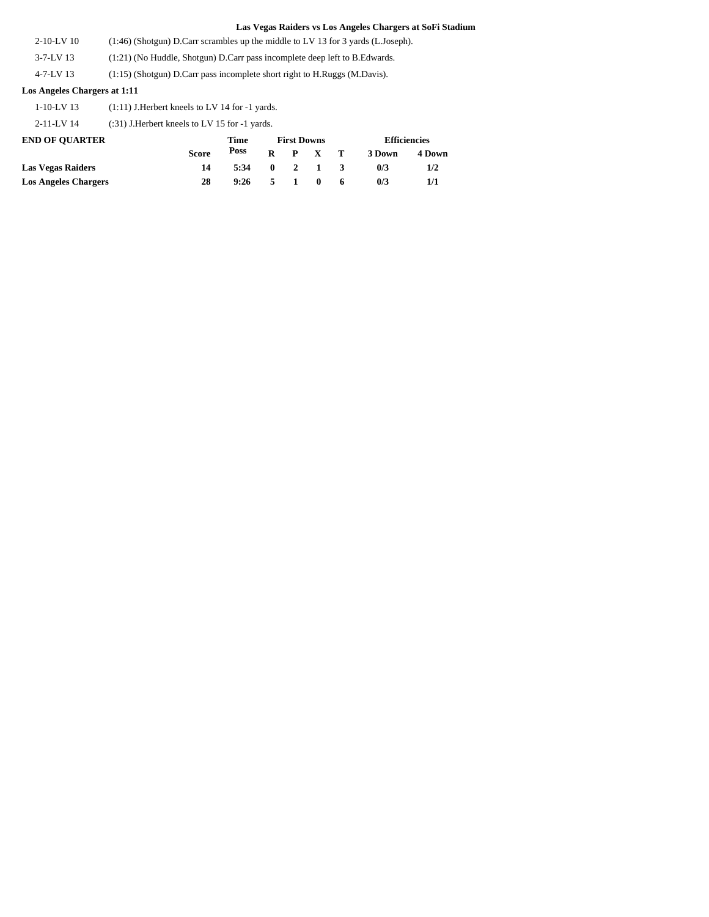**Las Vegas Raiders vs Los Angeles Chargers at SoFi Stadium**

| | |
|---|---|
| 2-10-LV 10 | (1:46) (Shotgun) D.Carr scrambles up the middle to LV 13 for 3 yards (L.Joseph). |
| 3-7-LV 13 | (1:21) (No Huddle, Shotgun) D.Carr pass incomplete deep left to B.Edwards. |
| 4-7-LV 13 | (1:15) (Shotgun) D.Carr pass incomplete short right to H.Ruggs (M.Davis). |

**Los Angeles Chargers at 1:11**

| | |
|---|---|
| 1-10-LV 13 | (1:11) J.Herbert kneels to LV 14 for -1 yards. |
| 2-11-LV 14 | (:31) J.Herbert kneels to LV 15 for -1 yards. |

| END OF QUARTER | Score | Time Poss | First Downs R | P | X | T | Efficiencies 3 Down | 4 Down |
|---|---|---|---|---|---|---|---|---|
| **Las Vegas Raiders** | 14 | 5:34 | 0 | 2 | 1 | 3 | 0/3 | 1/2 |
| **Los Angeles Chargers** | 28 | 9:26 | 5 | 1 | 0 | 6 | 0/3 | 1/1 |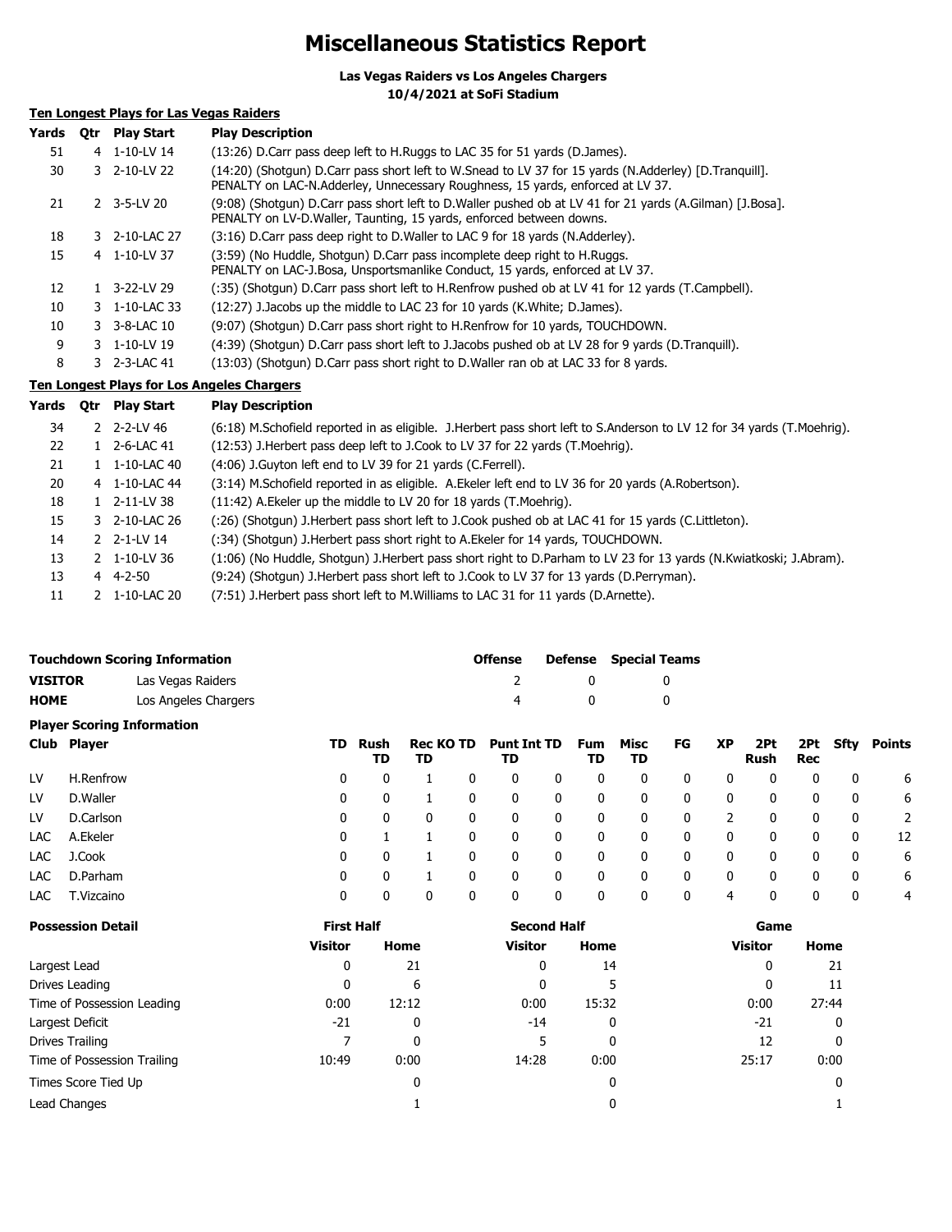# Miscellaneous Statistics Report

**Las Vegas Raiders vs Los Angeles Chargers**
**10/4/2021 at SoFi Stadium**

## Ten Longest Plays for Las Vegas Raiders

| Yards | Qtr | Play Start | Play Description |
|---|---|---|---|
| 51 | 4 | 1-10-LV 14 | (13:26) D.Carr pass deep left to H.Ruggs to LAC 35 for 51 yards (D.James). |
| 30 | 3 | 2-10-LV 22 | (14:20) (Shotgun) D.Carr pass short left to W.Snead to LV 37 for 15 yards (N.Adderley) [D.Tranquill]. PENALTY on LAC-N.Adderley, Unnecessary Roughness, 15 yards, enforced at LV 37. |
| 21 | 2 | 3-5-LV 20 | (9:08) (Shotgun) D.Carr pass short left to D.Waller pushed ob at LV 41 for 21 yards (A.Gilman) [J.Bosa]. PENALTY on LV-D.Waller, Taunting, 15 yards, enforced between downs. |
| 18 | 3 | 2-10-LAC 27 | (3:16) D.Carr pass deep right to D.Waller to LAC 9 for 18 yards (N.Adderley). |
| 15 | 4 | 1-10-LV 37 | (3:59) (No Huddle, Shotgun) D.Carr pass incomplete deep right to H.Ruggs. PENALTY on LAC-J.Bosa, Unsportsmanlike Conduct, 15 yards, enforced at LV 37. |
| 12 | 1 | 3-22-LV 29 | (:35) (Shotgun) D.Carr pass short left to H.Renfrow pushed ob at LV 41 for 12 yards (T.Campbell). |
| 10 | 3 | 1-10-LAC 33 | (12:27) J.Jacobs up the middle to LAC 23 for 10 yards (K.White; D.James). |
| 10 | 3 | 3-8-LAC 10 | (9:07) (Shotgun) D.Carr pass short right to H.Renfrow for 10 yards, TOUCHDOWN. |
| 9 | 3 | 1-10-LV 19 | (4:39) (Shotgun) D.Carr pass short left to J.Jacobs pushed ob at LV 28 for 9 yards (D.Tranquill). |
| 8 | 3 | 2-3-LAC 41 | (13:03) (Shotgun) D.Carr pass short right to D.Waller ran ob at LAC 33 for 8 yards. |

## Ten Longest Plays for Los Angeles Chargers

| Yards | Qtr | Play Start | Play Description |
|---|---|---|---|
| 34 | 2 | 2-2-LV 46 | (6:18) M.Schofield reported in as eligible. J.Herbert pass short left to S.Anderson to LV 12 for 34 yards (T.Moehrig). |
| 22 | 1 | 2-6-LAC 41 | (12:53) J.Herbert pass deep left to J.Cook to LV 37 for 22 yards (T.Moehrig). |
| 21 | 1 | 1-10-LAC 40 | (4:06) J.Guyton left end to LV 39 for 21 yards (C.Ferrell). |
| 20 | 4 | 1-10-LAC 44 | (3:14) M.Schofield reported in as eligible. A.Ekeler left end to LV 36 for 20 yards (A.Robertson). |
| 18 | 1 | 2-11-LV 38 | (11:42) A.Ekeler up the middle to LV 20 for 18 yards (T.Moehrig). |
| 15 | 3 | 2-10-LAC 26 | (:26) (Shotgun) J.Herbert pass short left to J.Cook pushed ob at LAC 41 for 15 yards (C.Littleton). |
| 14 | 2 | 2-1-LV 14 | (:34) (Shotgun) J.Herbert pass short right to A.Ekeler for 14 yards, TOUCHDOWN. |
| 13 | 2 | 1-10-LV 36 | (1:06) (No Huddle, Shotgun) J.Herbert pass short right to D.Parham to LV 23 for 13 yards (N.Kwiatkoski; J.Abram). |
| 13 | 4 | 4-2-50 | (9:24) (Shotgun) J.Herbert pass short left to J.Cook to LV 37 for 13 yards (D.Perryman). |
| 11 | 2 | 1-10-LAC 20 | (7:51) J.Herbert pass short left to M.Williams to LAC 31 for 11 yards (D.Arnette). |

## Touchdown Scoring Information

| | | Offense | Defense | Special Teams |
|---|---|---|---|---|
| **VISITOR** | Las Vegas Raiders | 2 | 0 | 0 |
| **HOME** | Los Angeles Chargers | 4 | 0 | 0 |

## Player Scoring Information

| Club | Player | TD | Rush TD | Rec TD | KO TD | Punt TD | Int TD | Fum TD | Misc TD | FG | XP | 2Pt Rush | 2Pt Rec | Sfty | Points |
|---|---|---|---|---|---|---|---|---|---|---|---|---|---|---|---|
| LV | H.Renfrow | 0 | 0 | 1 | 0 | 0 | 0 | 0 | 0 | 0 | 0 | 0 | 0 | 0 | 6 |
| LV | D.Waller | 0 | 0 | 1 | 0 | 0 | 0 | 0 | 0 | 0 | 0 | 0 | 0 | 0 | 6 |
| LV | D.Carlson | 0 | 0 | 0 | 0 | 0 | 0 | 0 | 0 | 0 | 2 | 0 | 0 | 0 | 2 |
| LAC | A.Ekeler | 0 | 1 | 1 | 0 | 0 | 0 | 0 | 0 | 0 | 0 | 0 | 0 | 0 | 12 |
| LAC | J.Cook | 0 | 0 | 1 | 0 | 0 | 0 | 0 | 0 | 0 | 0 | 0 | 0 | 0 | 6 |
| LAC | D.Parham | 0 | 0 | 1 | 0 | 0 | 0 | 0 | 0 | 0 | 0 | 0 | 0 | 0 | 6 |
| LAC | T.Vizcaino | 0 | 0 | 0 | 0 | 0 | 0 | 0 | 0 | 0 | 4 | 0 | 0 | 0 | 4 |

## Possession Detail

| | First Half | | Second Half | | Game | |
|---|---|---|---|---|---|---|
| | Visitor | Home | Visitor | Home | Visitor | Home |
| Largest Lead | 0 | 21 | 0 | 14 | 0 | 21 |
| Drives Leading | 0 | 6 | 0 | 5 | 0 | 11 |
| Time of Possession Leading | 0:00 | 12:12 | 0:00 | 15:32 | 0:00 | 27:44 |
| Largest Deficit | -21 | 0 | -14 | 0 | -21 | 0 |
| Drives Trailing | 7 | 0 | 5 | 0 | 12 | 0 |
| Time of Possession Trailing | 10:49 | 0:00 | 14:28 | 0:00 | 25:17 | 0:00 |
| Times Score Tied Up | | 0 | | 0 | | 0 |
| Lead Changes | | 1 | | 0 | | 1 |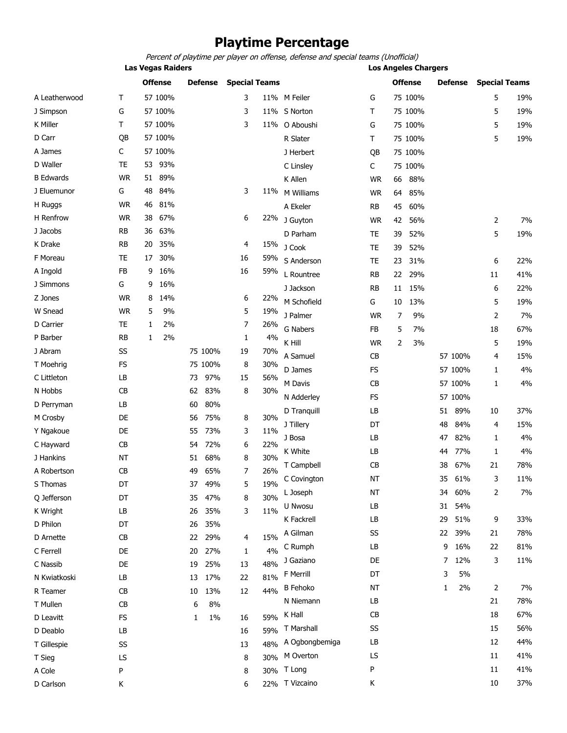# Playtime Percentage

*Percent of playtime per player on offense, defense and special teams (Unofficial)*

## Las Vegas Raiders

| Player | Pos | Offense | | Defense | | Special Teams | |
|---|---|---|---|---|---|---|---|
| A Leatherwood | T | 57 | 100% | | | 3 | 11% |
| J Simpson | G | 57 | 100% | | | 3 | 11% |
| K Miller | T | 57 | 100% | | | 3 | 11% |
| D Carr | QB | 57 | 100% | | | | |
| A James | C | 57 | 100% | | | | |
| D Waller | TE | 53 | 93% | | | | |
| B Edwards | WR | 51 | 89% | | | | |
| J Eluemunor | G | 48 | 84% | | | 3 | 11% |
| H Ruggs | WR | 46 | 81% | | | | |
| H Renfrow | WR | 38 | 67% | | | 6 | 22% |
| J Jacobs | RB | 36 | 63% | | | | |
| K Drake | RB | 20 | 35% | | | 4 | 15% |
| F Moreau | TE | 17 | 30% | | | 16 | 59% |
| A Ingold | FB | 9 | 16% | | | 16 | 59% |
| J Simmons | G | 9 | 16% | | | | |
| Z Jones | WR | 8 | 14% | | | 6 | 22% |
| W Snead | WR | 5 | 9% | | | 5 | 19% |
| D Carrier | TE | 1 | 2% | | | 7 | 26% |
| P Barber | RB | 1 | 2% | | | 1 | 4% |
| J Abram | SS | | | 75 | 100% | 19 | 70% |
| T Moehrig | FS | | | 75 | 100% | 8 | 30% |
| C Littleton | LB | | | 73 | 97% | 15 | 56% |
| N Hobbs | CB | | | 62 | 83% | 8 | 30% |
| D Perryman | LB | | | 60 | 80% | | |
| M Crosby | DE | | | 56 | 75% | 8 | 30% |
| Y Ngakoue | DE | | | 55 | 73% | 3 | 11% |
| C Hayward | CB | | | 54 | 72% | 6 | 22% |
| J Hankins | NT | | | 51 | 68% | 8 | 30% |
| A Robertson | CB | | | 49 | 65% | 7 | 26% |
| S Thomas | DT | | | 37 | 49% | 5 | 19% |
| Q Jefferson | DT | | | 35 | 47% | 8 | 30% |
| K Wright | LB | | | 26 | 35% | 3 | 11% |
| D Philon | DT | | | 26 | 35% | | |
| D Arnette | CB | | | 22 | 29% | 4 | 15% |
| C Ferrell | DE | | | 20 | 27% | 1 | 4% |
| C Nassib | DE | | | 19 | 25% | 13 | 48% |
| N Kwiatkoski | LB | | | 13 | 17% | 22 | 81% |
| R Teamer | CB | | | 10 | 13% | 12 | 44% |
| T Mullen | CB | | | 6 | 8% | | |
| D Leavitt | FS | | | 1 | 1% | 16 | 59% |
| D Deablo | LB | | | | | 16 | 59% |
| T Gillespie | SS | | | | | 13 | 48% |
| T Sieg | LS | | | | | 8 | 30% |
| A Cole | P | | | | | 8 | 30% |
| D Carlson | K | | | | | 6 | 22% |

## Los Angeles Chargers

| Player | Pos | Offense | | Defense | | Special Teams | |
|---|---|---|---|---|---|---|---|
| M Feiler | G | 75 | 100% | | | 5 | 19% |
| S Norton | T | 75 | 100% | | | 5 | 19% |
| O Aboushi | G | 75 | 100% | | | 5 | 19% |
| R Slater | T | 75 | 100% | | | 5 | 19% |
| J Herbert | QB | 75 | 100% | | | | |
| C Linsley | C | 75 | 100% | | | | |
| K Allen | WR | 66 | 88% | | | | |
| M Williams | WR | 64 | 85% | | | | |
| A Ekeler | RB | 45 | 60% | | | | |
| J Guyton | WR | 42 | 56% | | | 2 | 7% |
| D Parham | TE | 39 | 52% | | | 5 | 19% |
| J Cook | TE | 39 | 52% | | | | |
| S Anderson | TE | 23 | 31% | | | 6 | 22% |
| L Rountree | RB | 22 | 29% | | | 11 | 41% |
| J Jackson | RB | 11 | 15% | | | 6 | 22% |
| M Schofield | G | 10 | 13% | | | 5 | 19% |
| J Palmer | WR | 7 | 9% | | | 2 | 7% |
| G Nabers | FB | 5 | 7% | | | 18 | 67% |
| K Hill | WR | 2 | 3% | | | 5 | 19% |
| A Samuel | CB | | | 57 | 100% | 4 | 15% |
| D James | FS | | | 57 | 100% | 1 | 4% |
| M Davis | CB | | | 57 | 100% | 1 | 4% |
| N Adderley | FS | | | 57 | 100% | | |
| D Tranquill | LB | | | 51 | 89% | 10 | 37% |
| J Tillery | DT | | | 48 | 84% | 4 | 15% |
| J Bosa | LB | | | 47 | 82% | 1 | 4% |
| K White | LB | | | 44 | 77% | 1 | 4% |
| T Campbell | CB | | | 38 | 67% | 21 | 78% |
| C Covington | NT | | | 35 | 61% | 3 | 11% |
| L Joseph | NT | | | 34 | 60% | 2 | 7% |
| U Nwosu | LB | | | 31 | 54% | | |
| K Fackrell | LB | | | 29 | 51% | 9 | 33% |
| A Gilman | SS | | | 22 | 39% | 21 | 78% |
| C Rumph | LB | | | 9 | 16% | 22 | 81% |
| J Gaziano | DE | | | 7 | 12% | 3 | 11% |
| F Merrill | DT | | | 3 | 5% | | |
| B Fehoko | NT | | | 1 | 2% | 2 | 7% |
| N Niemann | LB | | | | | 21 | 78% |
| K Hall | CB | | | | | 18 | 67% |
| T Marshall | SS | | | | | 15 | 56% |
| A Ogbongbemiga | LB | | | | | 12 | 44% |
| M Overton | LS | | | | | 11 | 41% |
| T Long | P | | | | | 11 | 41% |
| T Vizcaino | K | | | | | 10 | 37% |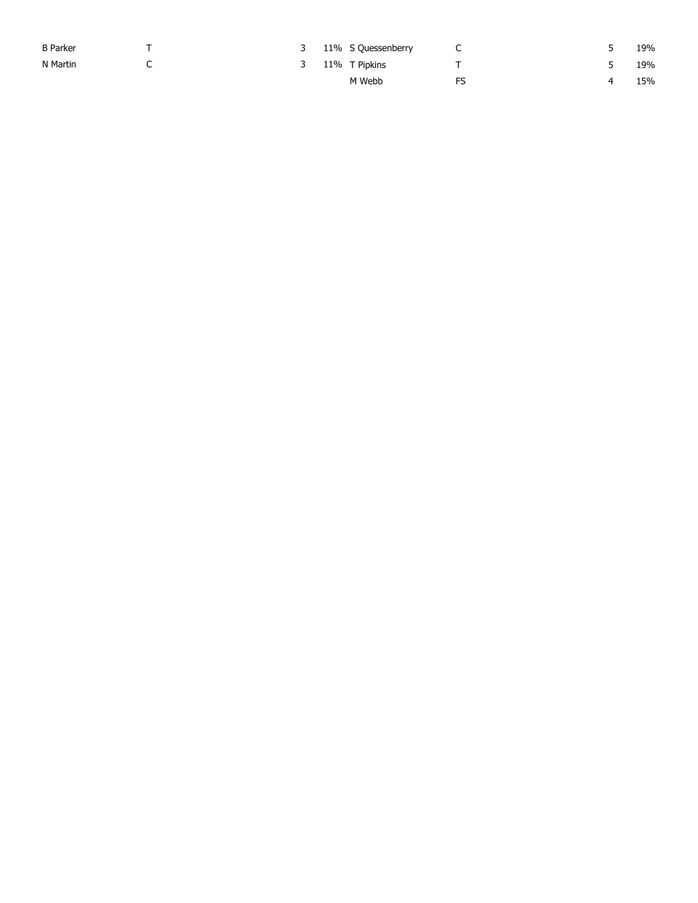| | | | | | | | |
|---|---|---|---|---|---|---|---|
| B Parker | T | 3 | 11% | S Quessenberry | C | 5 | 19% |
| N Martin | C | 3 | 11% | T Pipkins | T | 5 | 19% |
| | | | | M Webb | FS | 4 | 15% |